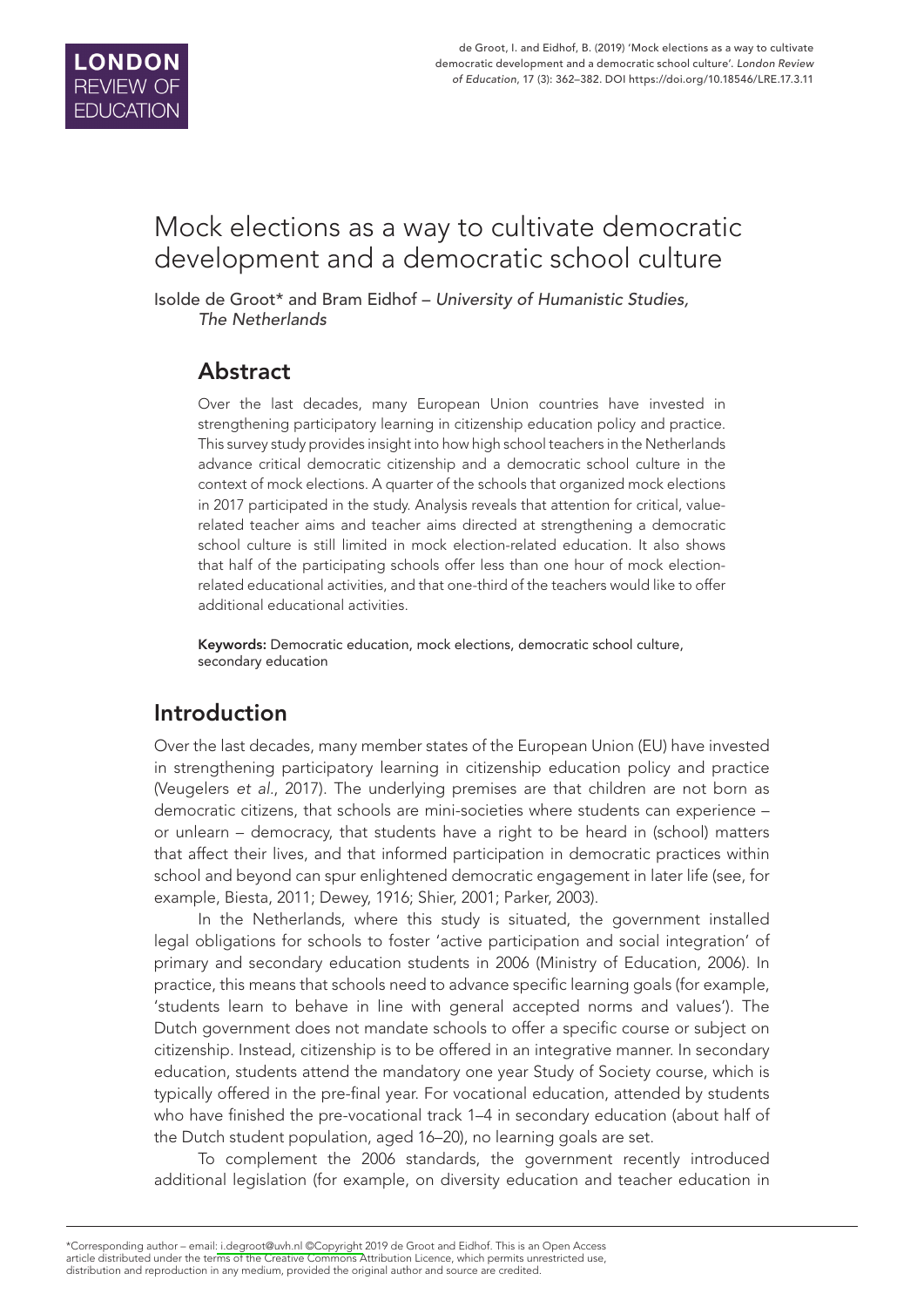# Mock elections as a way to cultivate democratic development and a democratic school culture

Isolde de Groot* and Bram Eidhof – *University of Humanistic Studies, The Netherlands*

## Abstract

Over the last decades, many European Union countries have invested in strengthening participatory learning in citizenship education policy and practice. This survey study provides insight into how high school teachers in the Netherlands advance critical democratic citizenship and a democratic school culture in the context of mock elections. A quarter of the schools that organized mock elections in 2017 participated in the study. Analysis reveals that attention for critical, value-related teacher aims and teacher aims directed at strengthening a democratic school culture is still limited in mock election-related education. It also shows that half of the participating schools offer less than one hour of mock election-related educational activities, and that one-third of the teachers would like to offer additional educational activities.

**Keywords:** Democratic education, mock elections, democratic school culture, secondary education

## Introduction

Over the last decades, many member states of the European Union (EU) have invested in strengthening participatory learning in citizenship education policy and practice (Veugelers *et al.*, 2017). The underlying premises are that children are not born as democratic citizens, that schools are mini-societies where students can experience – or unlearn – democracy, that students have a right to be heard in (school) matters that affect their lives, and that informed participation in democratic practices within school and beyond can spur enlightened democratic engagement in later life (see, for example, Biesta, 2011; Dewey, 1916; Shier, 2001; Parker, 2003).

In the Netherlands, where this study is situated, the government installed legal obligations for schools to foster 'active participation and social integration' of primary and secondary education students in 2006 (Ministry of Education, 2006). In practice, this means that schools need to advance specific learning goals (for example, 'students learn to behave in line with general accepted norms and values'). The Dutch government does not mandate schools to offer a specific course or subject on citizenship. Instead, citizenship is to be offered in an integrative manner. In secondary education, students attend the mandatory one year Study of Society course, which is typically offered in the pre-final year. For vocational education, attended by students who have finished the pre-vocational track 1–4 in secondary education (about half of the Dutch student population, aged 16–20), no learning goals are set.

To complement the 2006 standards, the government recently introduced additional legislation (for example, on diversity education and teacher education in

\*Corresponding author – email: i.degroot@uvh.nl ©Copyright 2019 de Groot and Eidhof. This is an Open Access article distributed under the terms of the Creative Commons Attribution Licence, which permits unrestricted use, distribution and reproduction in any medium, provided the original author and source are credited.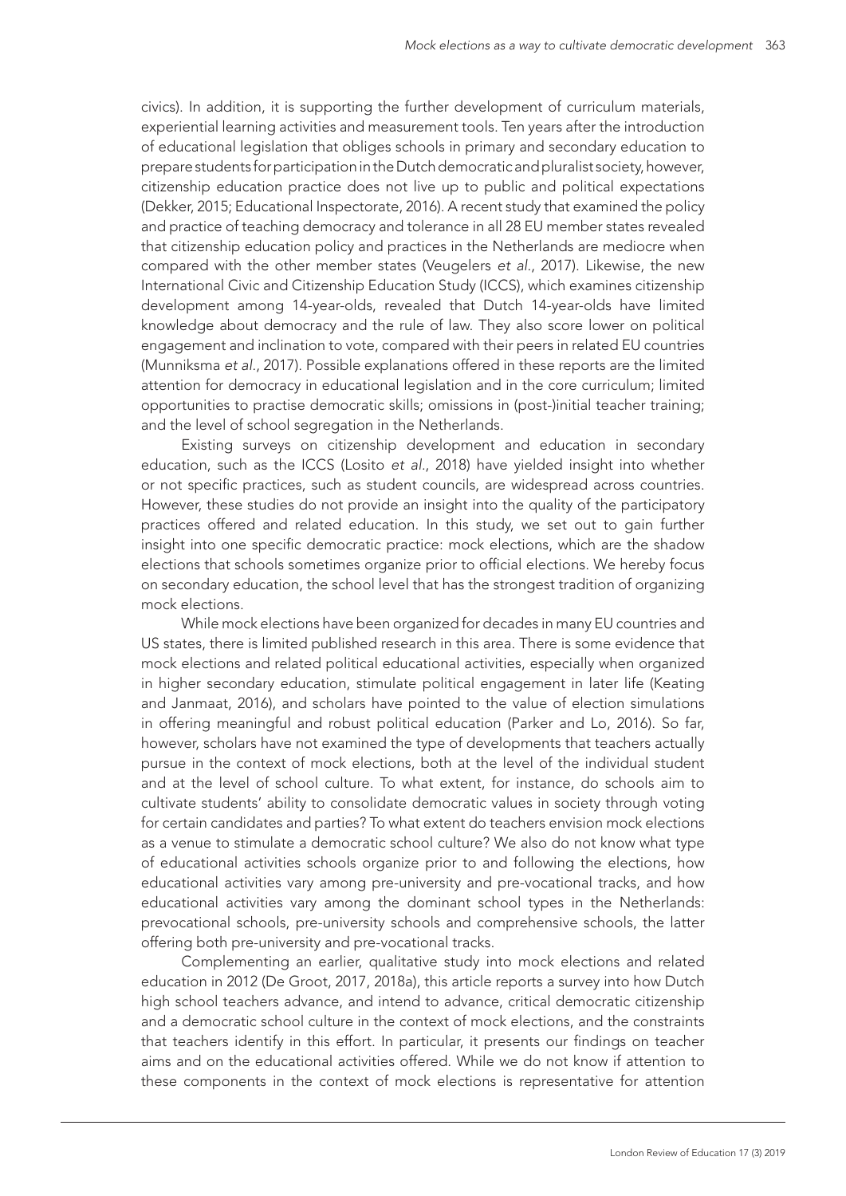civics). In addition, it is supporting the further development of curriculum materials, experiential learning activities and measurement tools. Ten years after the introduction of educational legislation that obliges schools in primary and secondary education to prepare students for participation in the Dutch democratic and pluralist society, however, citizenship education practice does not live up to public and political expectations (Dekker, 2015; Educational Inspectorate, 2016). A recent study that examined the policy and practice of teaching democracy and tolerance in all 28 EU member states revealed that citizenship education policy and practices in the Netherlands are mediocre when compared with the other member states (Veugelers *et al.*, 2017). Likewise, the new International Civic and Citizenship Education Study (ICCS), which examines citizenship development among 14-year-olds, revealed that Dutch 14-year-olds have limited knowledge about democracy and the rule of law. They also score lower on political engagement and inclination to vote, compared with their peers in related EU countries (Munniksma *et al.*, 2017). Possible explanations offered in these reports are the limited attention for democracy in educational legislation and in the core curriculum; limited opportunities to practise democratic skills; omissions in (post-)initial teacher training; and the level of school segregation in the Netherlands.

Existing surveys on citizenship development and education in secondary education, such as the ICCS (Losito *et al.*, 2018) have yielded insight into whether or not specific practices, such as student councils, are widespread across countries. However, these studies do not provide an insight into the quality of the participatory practices offered and related education. In this study, we set out to gain further insight into one specific democratic practice: mock elections, which are the shadow elections that schools sometimes organize prior to official elections. We hereby focus on secondary education, the school level that has the strongest tradition of organizing mock elections.

While mock elections have been organized for decades in many EU countries and US states, there is limited published research in this area. There is some evidence that mock elections and related political educational activities, especially when organized in higher secondary education, stimulate political engagement in later life (Keating and Janmaat, 2016), and scholars have pointed to the value of election simulations in offering meaningful and robust political education (Parker and Lo, 2016). So far, however, scholars have not examined the type of developments that teachers actually pursue in the context of mock elections, both at the level of the individual student and at the level of school culture. To what extent, for instance, do schools aim to cultivate students' ability to consolidate democratic values in society through voting for certain candidates and parties? To what extent do teachers envision mock elections as a venue to stimulate a democratic school culture? We also do not know what type of educational activities schools organize prior to and following the elections, how educational activities vary among pre-university and pre-vocational tracks, and how educational activities vary among the dominant school types in the Netherlands: prevocational schools, pre-university schools and comprehensive schools, the latter offering both pre-university and pre-vocational tracks.

Complementing an earlier, qualitative study into mock elections and related education in 2012 (De Groot, 2017, 2018a), this article reports a survey into how Dutch high school teachers advance, and intend to advance, critical democratic citizenship and a democratic school culture in the context of mock elections, and the constraints that teachers identify in this effort. In particular, it presents our findings on teacher aims and on the educational activities offered. While we do not know if attention to these components in the context of mock elections is representative for attention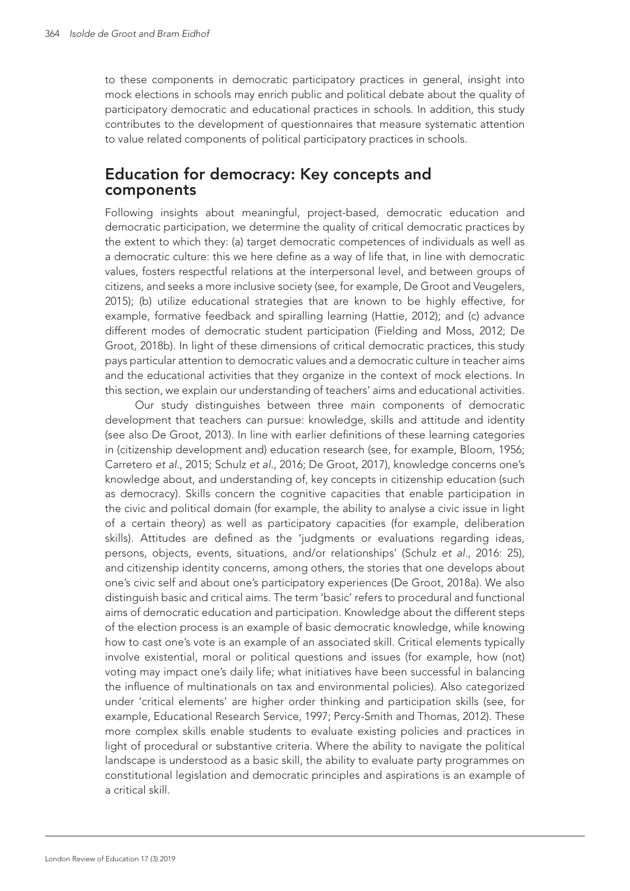to these components in democratic participatory practices in general, insight into mock elections in schools may enrich public and political debate about the quality of participatory democratic and educational practices in schools. In addition, this study contributes to the development of questionnaires that measure systematic attention to value related components of political participatory practices in schools.

## Education for democracy: Key concepts and components

Following insights about meaningful, project-based, democratic education and democratic participation, we determine the quality of critical democratic practices by the extent to which they: (a) target democratic competences of individuals as well as a democratic culture: this we here define as a way of life that, in line with democratic values, fosters respectful relations at the interpersonal level, and between groups of citizens, and seeks a more inclusive society (see, for example, De Groot and Veugelers, 2015); (b) utilize educational strategies that are known to be highly effective, for example, formative feedback and spiralling learning (Hattie, 2012); and (c) advance different modes of democratic student participation (Fielding and Moss, 2012; De Groot, 2018b). In light of these dimensions of critical democratic practices, this study pays particular attention to democratic values and a democratic culture in teacher aims and the educational activities that they organize in the context of mock elections. In this section, we explain our understanding of teachers' aims and educational activities.

Our study distinguishes between three main components of democratic development that teachers can pursue: knowledge, skills and attitude and identity (see also De Groot, 2013). In line with earlier definitions of these learning categories in (citizenship development and) education research (see, for example, Bloom, 1956; Carretero *et al*., 2015; Schulz *et al*., 2016; De Groot, 2017), knowledge concerns one's knowledge about, and understanding of, key concepts in citizenship education (such as democracy). Skills concern the cognitive capacities that enable participation in the civic and political domain (for example, the ability to analyse a civic issue in light of a certain theory) as well as participatory capacities (for example, deliberation skills). Attitudes are defined as the 'judgments or evaluations regarding ideas, persons, objects, events, situations, and/or relationships' (Schulz *et al*., 2016: 25), and citizenship identity concerns, among others, the stories that one develops about one's civic self and about one's participatory experiences (De Groot, 2018a). We also distinguish basic and critical aims. The term 'basic' refers to procedural and functional aims of democratic education and participation. Knowledge about the different steps of the election process is an example of basic democratic knowledge, while knowing how to cast one's vote is an example of an associated skill. Critical elements typically involve existential, moral or political questions and issues (for example, how (not) voting may impact one's daily life; what initiatives have been successful in balancing the influence of multinationals on tax and environmental policies). Also categorized under 'critical elements' are higher order thinking and participation skills (see, for example, Educational Research Service, 1997; Percy-Smith and Thomas, 2012). These more complex skills enable students to evaluate existing policies and practices in light of procedural or substantive criteria. Where the ability to navigate the political landscape is understood as a basic skill, the ability to evaluate party programmes on constitutional legislation and democratic principles and aspirations is an example of a critical skill.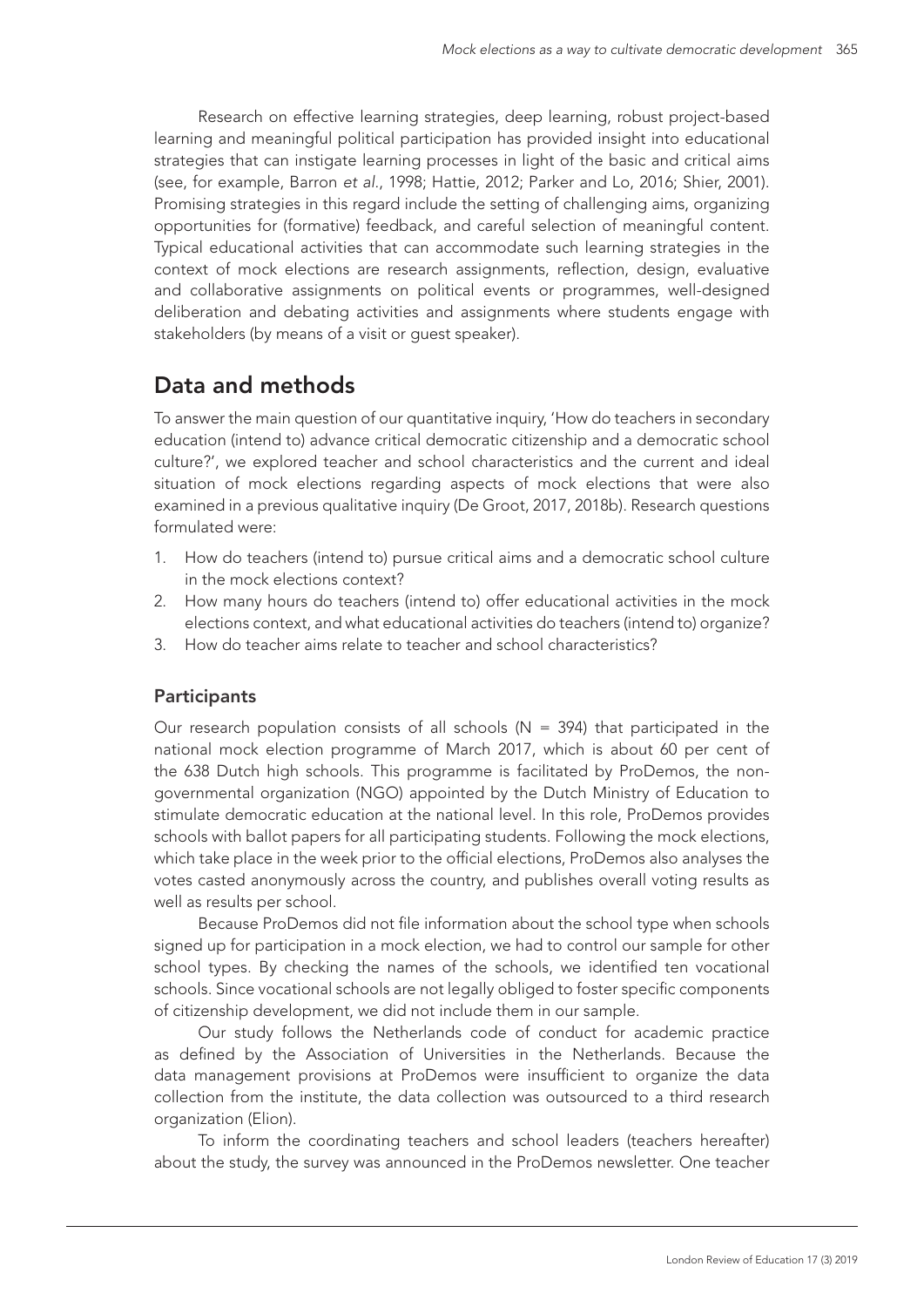Research on effective learning strategies, deep learning, robust project-based learning and meaningful political participation has provided insight into educational strategies that can instigate learning processes in light of the basic and critical aims (see, for example, Barron *et al.*, 1998; Hattie, 2012; Parker and Lo, 2016; Shier, 2001). Promising strategies in this regard include the setting of challenging aims, organizing opportunities for (formative) feedback, and careful selection of meaningful content. Typical educational activities that can accommodate such learning strategies in the context of mock elections are research assignments, reflection, design, evaluative and collaborative assignments on political events or programmes, well-designed deliberation and debating activities and assignments where students engage with stakeholders (by means of a visit or guest speaker).

## Data and methods

To answer the main question of our quantitative inquiry, 'How do teachers in secondary education (intend to) advance critical democratic citizenship and a democratic school culture?', we explored teacher and school characteristics and the current and ideal situation of mock elections regarding aspects of mock elections that were also examined in a previous qualitative inquiry (De Groot, 2017, 2018b). Research questions formulated were:

1. How do teachers (intend to) pursue critical aims and a democratic school culture in the mock elections context?
2. How many hours do teachers (intend to) offer educational activities in the mock elections context, and what educational activities do teachers (intend to) organize?
3. How do teacher aims relate to teacher and school characteristics?

### Participants

Our research population consists of all schools (N = 394) that participated in the national mock election programme of March 2017, which is about 60 per cent of the 638 Dutch high schools. This programme is facilitated by ProDemos, the non-governmental organization (NGO) appointed by the Dutch Ministry of Education to stimulate democratic education at the national level. In this role, ProDemos provides schools with ballot papers for all participating students. Following the mock elections, which take place in the week prior to the official elections, ProDemos also analyses the votes casted anonymously across the country, and publishes overall voting results as well as results per school.

Because ProDemos did not file information about the school type when schools signed up for participation in a mock election, we had to control our sample for other school types. By checking the names of the schools, we identified ten vocational schools. Since vocational schools are not legally obliged to foster specific components of citizenship development, we did not include them in our sample.

Our study follows the Netherlands code of conduct for academic practice as defined by the Association of Universities in the Netherlands. Because the data management provisions at ProDemos were insufficient to organize the data collection from the institute, the data collection was outsourced to a third research organization (Elion).

To inform the coordinating teachers and school leaders (teachers hereafter) about the study, the survey was announced in the ProDemos newsletter. One teacher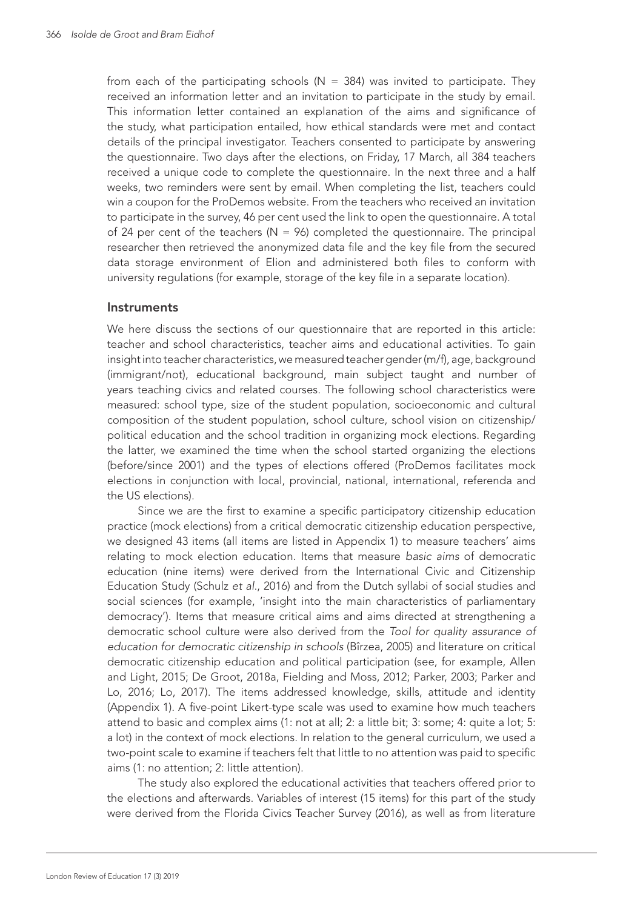from each of the participating schools (N = 384) was invited to participate. They received an information letter and an invitation to participate in the study by email. This information letter contained an explanation of the aims and significance of the study, what participation entailed, how ethical standards were met and contact details of the principal investigator. Teachers consented to participate by answering the questionnaire. Two days after the elections, on Friday, 17 March, all 384 teachers received a unique code to complete the questionnaire. In the next three and a half weeks, two reminders were sent by email. When completing the list, teachers could win a coupon for the ProDemos website. From the teachers who received an invitation to participate in the survey, 46 per cent used the link to open the questionnaire. A total of 24 per cent of the teachers (N = 96) completed the questionnaire. The principal researcher then retrieved the anonymized data file and the key file from the secured data storage environment of Elion and administered both files to conform with university regulations (for example, storage of the key file in a separate location).

## Instruments

We here discuss the sections of our questionnaire that are reported in this article: teacher and school characteristics, teacher aims and educational activities. To gain insight into teacher characteristics, we measured teacher gender (m/f), age, background (immigrant/not), educational background, main subject taught and number of years teaching civics and related courses. The following school characteristics were measured: school type, size of the student population, socioeconomic and cultural composition of the student population, school culture, school vision on citizenship/political education and the school tradition in organizing mock elections. Regarding the latter, we examined the time when the school started organizing the elections (before/since 2001) and the types of elections offered (ProDemos facilitates mock elections in conjunction with local, provincial, national, international, referenda and the US elections).

Since we are the first to examine a specific participatory citizenship education practice (mock elections) from a critical democratic citizenship education perspective, we designed 43 items (all items are listed in Appendix 1) to measure teachers' aims relating to mock election education. Items that measure *basic aims* of democratic education (nine items) were derived from the International Civic and Citizenship Education Study (Schulz *et al.*, 2016) and from the Dutch syllabi of social studies and social sciences (for example, 'insight into the main characteristics of parliamentary democracy'). Items that measure critical aims and aims directed at strengthening a democratic school culture were also derived from the *Tool for quality assurance of education for democratic citizenship in schools* (Bîrzea, 2005) and literature on critical democratic citizenship education and political participation (see, for example, Allen and Light, 2015; De Groot, 2018a, Fielding and Moss, 2012; Parker, 2003; Parker and Lo, 2016; Lo, 2017). The items addressed knowledge, skills, attitude and identity (Appendix 1). A five-point Likert-type scale was used to examine how much teachers attend to basic and complex aims (1: not at all; 2: a little bit; 3: some; 4: quite a lot; 5: a lot) in the context of mock elections. In relation to the general curriculum, we used a two-point scale to examine if teachers felt that little to no attention was paid to specific aims (1: no attention; 2: little attention).

The study also explored the educational activities that teachers offered prior to the elections and afterwards. Variables of interest (15 items) for this part of the study were derived from the Florida Civics Teacher Survey (2016), as well as from literature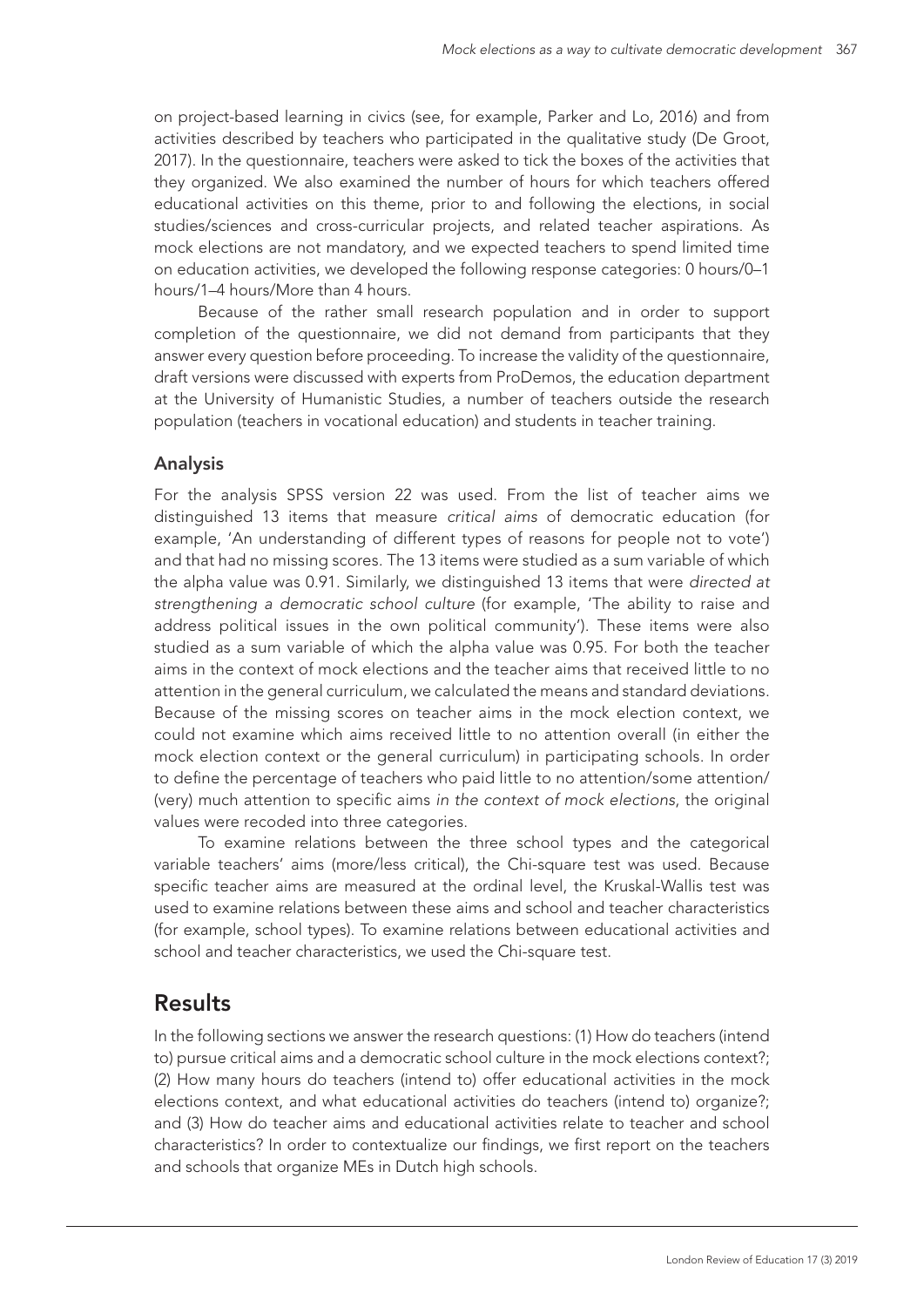on project-based learning in civics (see, for example, Parker and Lo, 2016) and from activities described by teachers who participated in the qualitative study (De Groot, 2017). In the questionnaire, teachers were asked to tick the boxes of the activities that they organized. We also examined the number of hours for which teachers offered educational activities on this theme, prior to and following the elections, in social studies/sciences and cross-curricular projects, and related teacher aspirations. As mock elections are not mandatory, and we expected teachers to spend limited time on education activities, we developed the following response categories: 0 hours/0–1 hours/1–4 hours/More than 4 hours.

Because of the rather small research population and in order to support completion of the questionnaire, we did not demand from participants that they answer every question before proceeding. To increase the validity of the questionnaire, draft versions were discussed with experts from ProDemos, the education department at the University of Humanistic Studies, a number of teachers outside the research population (teachers in vocational education) and students in teacher training.

### Analysis

For the analysis SPSS version 22 was used. From the list of teacher aims we distinguished 13 items that measure *critical aims* of democratic education (for example, 'An understanding of different types of reasons for people not to vote') and that had no missing scores. The 13 items were studied as a sum variable of which the alpha value was 0.91. Similarly, we distinguished 13 items that were *directed at strengthening a democratic school culture* (for example, 'The ability to raise and address political issues in the own political community'). These items were also studied as a sum variable of which the alpha value was 0.95. For both the teacher aims in the context of mock elections and the teacher aims that received little to no attention in the general curriculum, we calculated the means and standard deviations. Because of the missing scores on teacher aims in the mock election context, we could not examine which aims received little to no attention overall (in either the mock election context or the general curriculum) in participating schools. In order to define the percentage of teachers who paid little to no attention/some attention/(very) much attention to specific aims *in the context of mock elections*, the original values were recoded into three categories.

To examine relations between the three school types and the categorical variable teachers' aims (more/less critical), the Chi-square test was used. Because specific teacher aims are measured at the ordinal level, the Kruskal-Wallis test was used to examine relations between these aims and school and teacher characteristics (for example, school types). To examine relations between educational activities and school and teacher characteristics, we used the Chi-square test.

## Results

In the following sections we answer the research questions: (1) How do teachers (intend to) pursue critical aims and a democratic school culture in the mock elections context?; (2) How many hours do teachers (intend to) offer educational activities in the mock elections context, and what educational activities do teachers (intend to) organize?; and (3) How do teacher aims and educational activities relate to teacher and school characteristics? In order to contextualize our findings, we first report on the teachers and schools that organize MEs in Dutch high schools.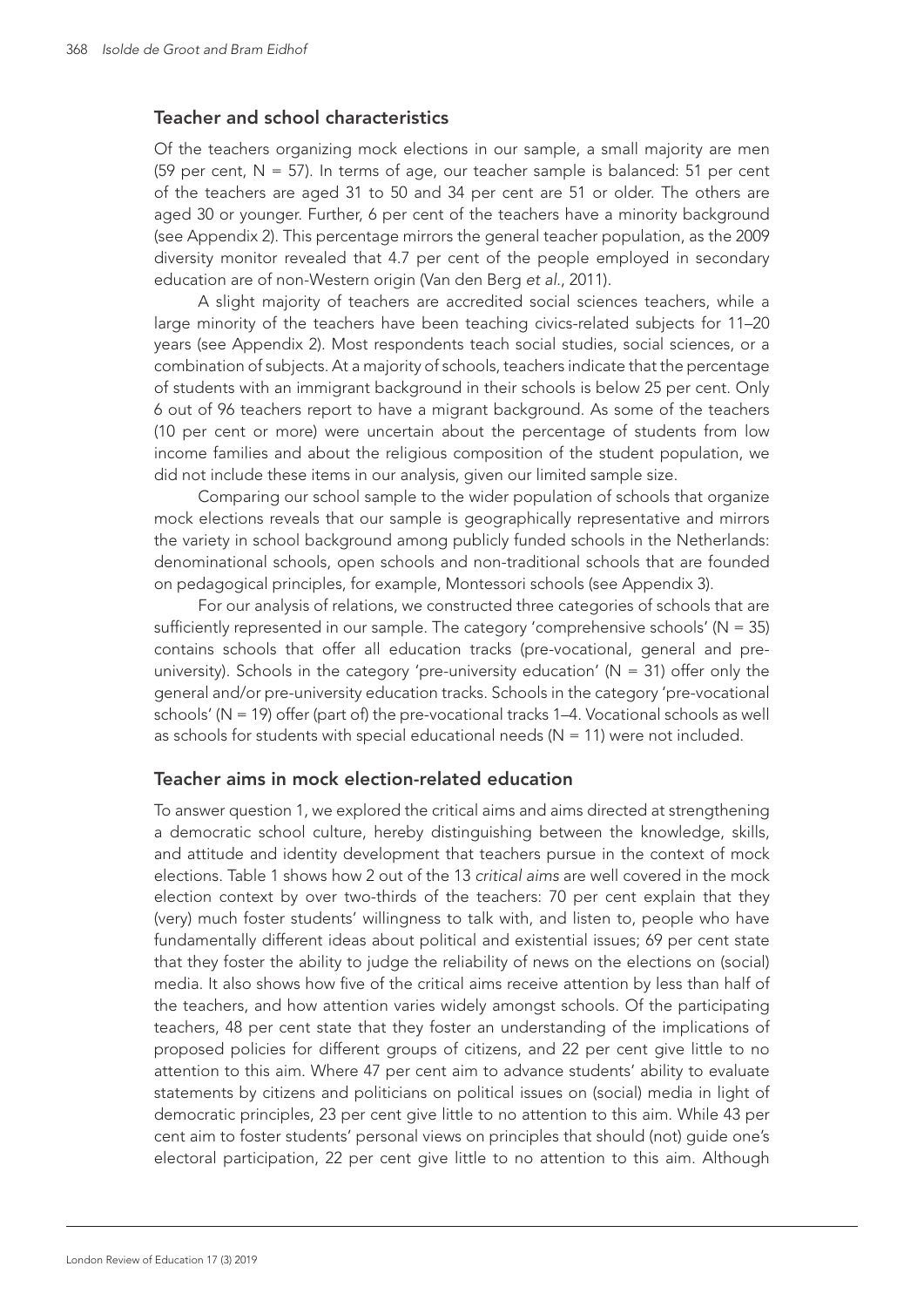## Teacher and school characteristics

Of the teachers organizing mock elections in our sample, a small majority are men (59 per cent, N = 57). In terms of age, our teacher sample is balanced: 51 per cent of the teachers are aged 31 to 50 and 34 per cent are 51 or older. The others are aged 30 or younger. Further, 6 per cent of the teachers have a minority background (see Appendix 2). This percentage mirrors the general teacher population, as the 2009 diversity monitor revealed that 4.7 per cent of the people employed in secondary education are of non-Western origin (Van den Berg *et al.*, 2011).

A slight majority of teachers are accredited social sciences teachers, while a large minority of the teachers have been teaching civics-related subjects for 11–20 years (see Appendix 2). Most respondents teach social studies, social sciences, or a combination of subjects. At a majority of schools, teachers indicate that the percentage of students with an immigrant background in their schools is below 25 per cent. Only 6 out of 96 teachers report to have a migrant background. As some of the teachers (10 per cent or more) were uncertain about the percentage of students from low income families and about the religious composition of the student population, we did not include these items in our analysis, given our limited sample size.

Comparing our school sample to the wider population of schools that organize mock elections reveals that our sample is geographically representative and mirrors the variety in school background among publicly funded schools in the Netherlands: denominational schools, open schools and non-traditional schools that are founded on pedagogical principles, for example, Montessori schools (see Appendix 3).

For our analysis of relations, we constructed three categories of schools that are sufficiently represented in our sample. The category 'comprehensive schools' (N = 35) contains schools that offer all education tracks (pre-vocational, general and pre-university). Schools in the category 'pre-university education' (N = 31) offer only the general and/or pre-university education tracks. Schools in the category 'pre-vocational schools' (N = 19) offer (part of) the pre-vocational tracks 1–4. Vocational schools as well as schools for students with special educational needs (N = 11) were not included.

## Teacher aims in mock election-related education

To answer question 1, we explored the critical aims and aims directed at strengthening a democratic school culture, hereby distinguishing between the knowledge, skills, and attitude and identity development that teachers pursue in the context of mock elections. Table 1 shows how 2 out of the 13 *critical aims* are well covered in the mock election context by over two-thirds of the teachers: 70 per cent explain that they (very) much foster students' willingness to talk with, and listen to, people who have fundamentally different ideas about political and existential issues; 69 per cent state that they foster the ability to judge the reliability of news on the elections on (social) media. It also shows how five of the critical aims receive attention by less than half of the teachers, and how attention varies widely amongst schools. Of the participating teachers, 48 per cent state that they foster an understanding of the implications of proposed policies for different groups of citizens, and 22 per cent give little to no attention to this aim. Where 47 per cent aim to advance students' ability to evaluate statements by citizens and politicians on political issues on (social) media in light of democratic principles, 23 per cent give little to no attention to this aim. While 43 per cent aim to foster students' personal views on principles that should (not) guide one's electoral participation, 22 per cent give little to no attention to this aim. Although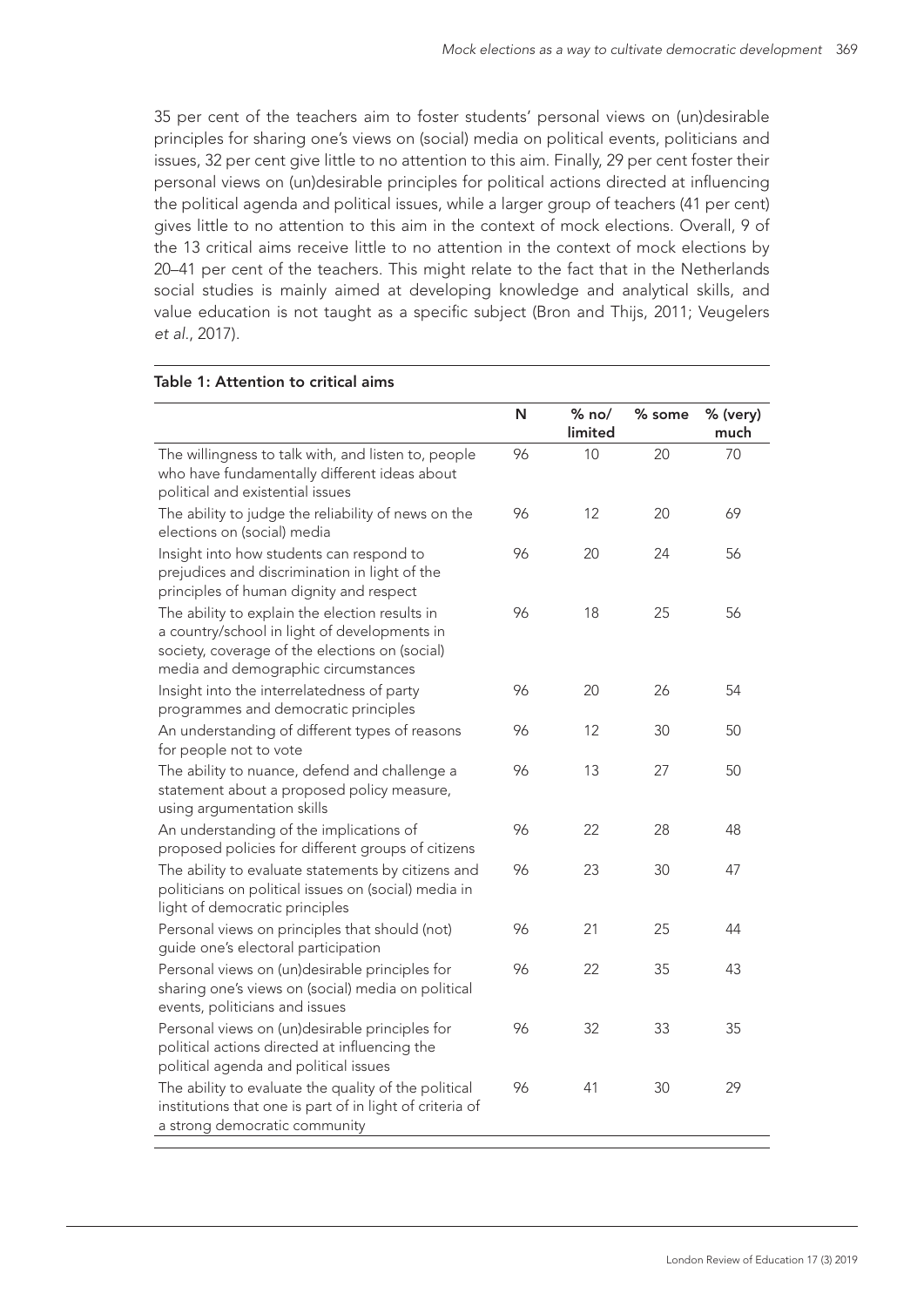35 per cent of the teachers aim to foster students' personal views on (un)desirable principles for sharing one's views on (social) media on political events, politicians and issues, 32 per cent give little to no attention to this aim. Finally, 29 per cent foster their personal views on (un)desirable principles for political actions directed at influencing the political agenda and political issues, while a larger group of teachers (41 per cent) gives little to no attention to this aim in the context of mock elections. Overall, 9 of the 13 critical aims receive little to no attention in the context of mock elections by 20–41 per cent of the teachers. This might relate to the fact that in the Netherlands social studies is mainly aimed at developing knowledge and analytical skills, and value education is not taught as a specific subject (Bron and Thijs, 2011; Veugelers *et al.*, 2017).

**Table 1: Attention to critical aims**

| | N | % no/ limited | % some | % (very) much |
|---|---|---|---|---|
| The willingness to talk with, and listen to, people who have fundamentally different ideas about political and existential issues | 96 | 10 | 20 | 70 |
| The ability to judge the reliability of news on the elections on (social) media | 96 | 12 | 20 | 69 |
| Insight into how students can respond to prejudices and discrimination in light of the principles of human dignity and respect | 96 | 20 | 24 | 56 |
| The ability to explain the election results in a country/school in light of developments in society, coverage of the elections on (social) media and demographic circumstances | 96 | 18 | 25 | 56 |
| Insight into the interrelatedness of party programmes and democratic principles | 96 | 20 | 26 | 54 |
| An understanding of different types of reasons for people not to vote | 96 | 12 | 30 | 50 |
| The ability to nuance, defend and challenge a statement about a proposed policy measure, using argumentation skills | 96 | 13 | 27 | 50 |
| An understanding of the implications of proposed policies for different groups of citizens | 96 | 22 | 28 | 48 |
| The ability to evaluate statements by citizens and politicians on political issues on (social) media in light of democratic principles | 96 | 23 | 30 | 47 |
| Personal views on principles that should (not) guide one's electoral participation | 96 | 21 | 25 | 44 |
| Personal views on (un)desirable principles for sharing one's views on (social) media on political events, politicians and issues | 96 | 22 | 35 | 43 |
| Personal views on (un)desirable principles for political actions directed at influencing the political agenda and political issues | 96 | 32 | 33 | 35 |
| The ability to evaluate the quality of the political institutions that one is part of in light of criteria of a strong democratic community | 96 | 41 | 30 | 29 |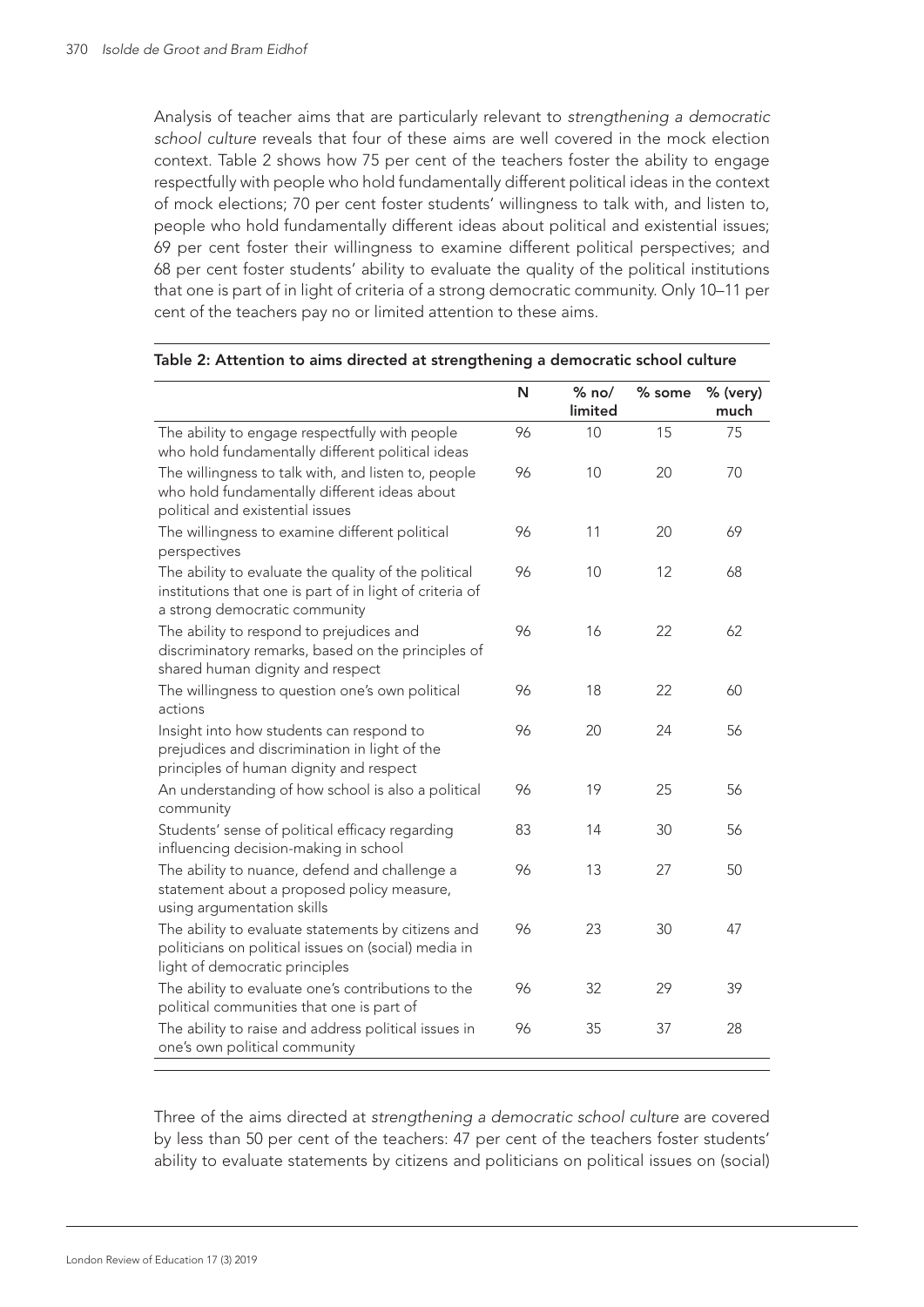Analysis of teacher aims that are particularly relevant to *strengthening a democratic school culture* reveals that four of these aims are well covered in the mock election context. Table 2 shows how 75 per cent of the teachers foster the ability to engage respectfully with people who hold fundamentally different political ideas in the context of mock elections; 70 per cent foster students' willingness to talk with, and listen to, people who hold fundamentally different ideas about political and existential issues; 69 per cent foster their willingness to examine different political perspectives; and 68 per cent foster students' ability to evaluate the quality of the political institutions that one is part of in light of criteria of a strong democratic community. Only 10–11 per cent of the teachers pay no or limited attention to these aims.

**Table 2: Attention to aims directed at strengthening a democratic school culture**

| | N | % no/ limited | % some | % (very) much |
|---|---|---|---|---|
| The ability to engage respectfully with people who hold fundamentally different political ideas | 96 | 10 | 15 | 75 |
| The willingness to talk with, and listen to, people who hold fundamentally different ideas about political and existential issues | 96 | 10 | 20 | 70 |
| The willingness to examine different political perspectives | 96 | 11 | 20 | 69 |
| The ability to evaluate the quality of the political institutions that one is part of in light of criteria of a strong democratic community | 96 | 10 | 12 | 68 |
| The ability to respond to prejudices and discriminatory remarks, based on the principles of shared human dignity and respect | 96 | 16 | 22 | 62 |
| The willingness to question one's own political actions | 96 | 18 | 22 | 60 |
| Insight into how students can respond to prejudices and discrimination in light of the principles of human dignity and respect | 96 | 20 | 24 | 56 |
| An understanding of how school is also a political community | 96 | 19 | 25 | 56 |
| Students' sense of political efficacy regarding influencing decision-making in school | 83 | 14 | 30 | 56 |
| The ability to nuance, defend and challenge a statement about a proposed policy measure, using argumentation skills | 96 | 13 | 27 | 50 |
| The ability to evaluate statements by citizens and politicians on political issues on (social) media in light of democratic principles | 96 | 23 | 30 | 47 |
| The ability to evaluate one's contributions to the political communities that one is part of | 96 | 32 | 29 | 39 |
| The ability to raise and address political issues in one's own political community | 96 | 35 | 37 | 28 |

Three of the aims directed at *strengthening a democratic school culture* are covered by less than 50 per cent of the teachers: 47 per cent of the teachers foster students' ability to evaluate statements by citizens and politicians on political issues on (social)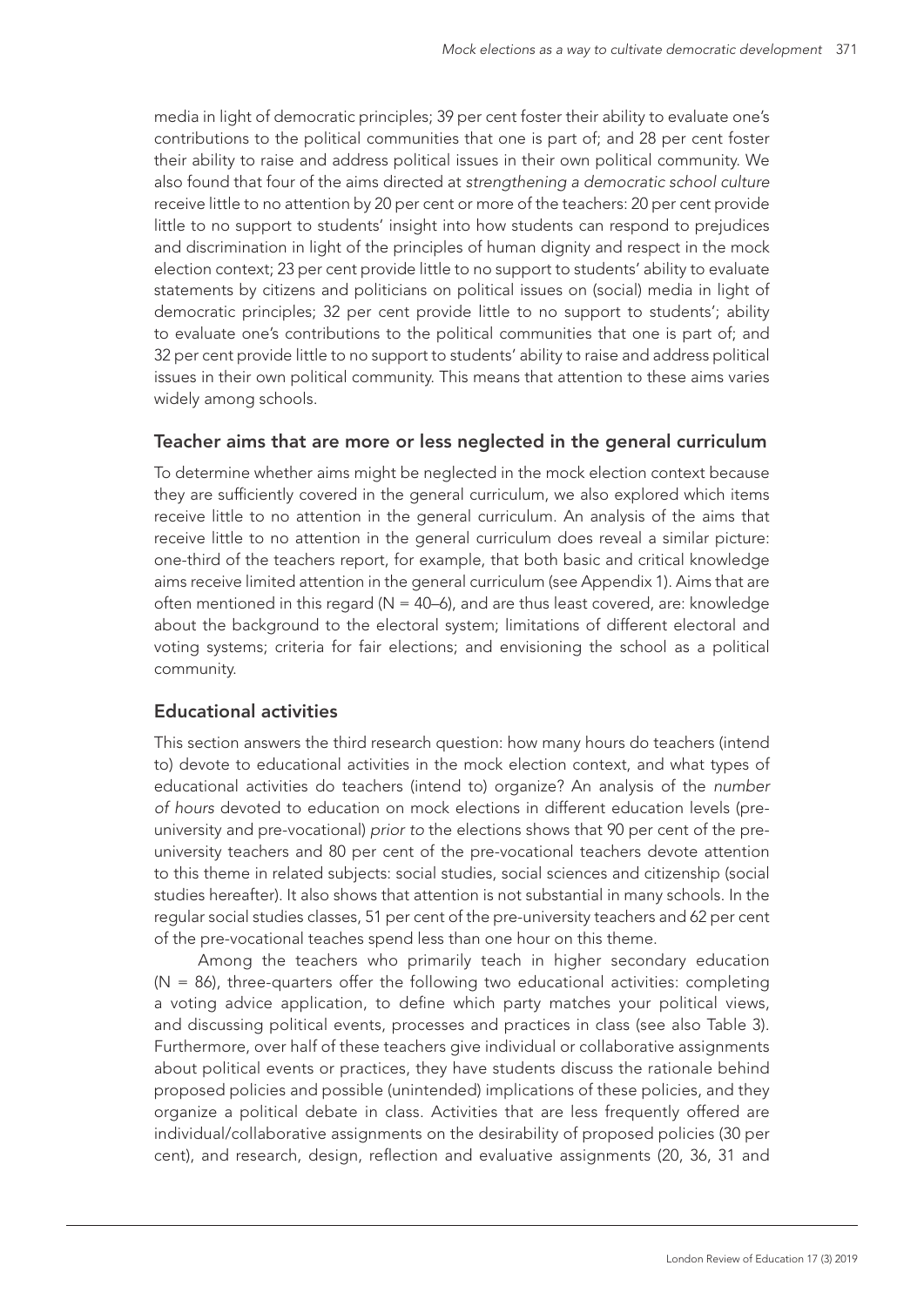media in light of democratic principles; 39 per cent foster their ability to evaluate one's contributions to the political communities that one is part of; and 28 per cent foster their ability to raise and address political issues in their own political community. We also found that four of the aims directed at *strengthening a democratic school culture* receive little to no attention by 20 per cent or more of the teachers: 20 per cent provide little to no support to students' insight into how students can respond to prejudices and discrimination in light of the principles of human dignity and respect in the mock election context; 23 per cent provide little to no support to students' ability to evaluate statements by citizens and politicians on political issues on (social) media in light of democratic principles; 32 per cent provide little to no support to students'; ability to evaluate one's contributions to the political communities that one is part of; and 32 per cent provide little to no support to students' ability to raise and address political issues in their own political community. This means that attention to these aims varies widely among schools.

## Teacher aims that are more or less neglected in the general curriculum

To determine whether aims might be neglected in the mock election context because they are sufficiently covered in the general curriculum, we also explored which items receive little to no attention in the general curriculum. An analysis of the aims that receive little to no attention in the general curriculum does reveal a similar picture: one-third of the teachers report, for example, that both basic and critical knowledge aims receive limited attention in the general curriculum (see Appendix 1). Aims that are often mentioned in this regard (N = 40–6), and are thus least covered, are: knowledge about the background to the electoral system; limitations of different electoral and voting systems; criteria for fair elections; and envisioning the school as a political community.

## Educational activities

This section answers the third research question: how many hours do teachers (intend to) devote to educational activities in the mock election context, and what types of educational activities do teachers (intend to) organize? An analysis of the *number of hours* devoted to education on mock elections in different education levels (pre-university and pre-vocational) *prior to* the elections shows that 90 per cent of the pre-university teachers and 80 per cent of the pre-vocational teachers devote attention to this theme in related subjects: social studies, social sciences and citizenship (social studies hereafter). It also shows that attention is not substantial in many schools. In the regular social studies classes, 51 per cent of the pre-university teachers and 62 per cent of the pre-vocational teaches spend less than one hour on this theme.

Among the teachers who primarily teach in higher secondary education (N = 86), three-quarters offer the following two educational activities: completing a voting advice application, to define which party matches your political views, and discussing political events, processes and practices in class (see also Table 3). Furthermore, over half of these teachers give individual or collaborative assignments about political events or practices, they have students discuss the rationale behind proposed policies and possible (unintended) implications of these policies, and they organize a political debate in class. Activities that are less frequently offered are individual/collaborative assignments on the desirability of proposed policies (30 per cent), and research, design, reflection and evaluative assignments (20, 36, 31 and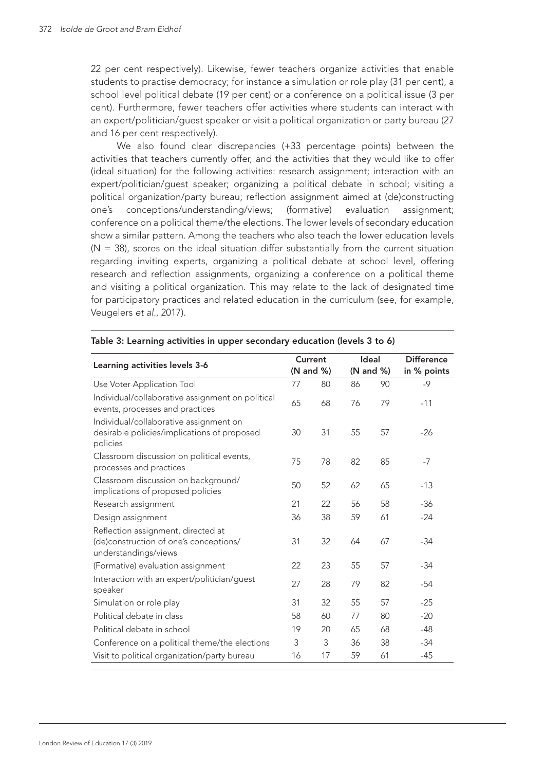22 per cent respectively). Likewise, fewer teachers organize activities that enable students to practise democracy; for instance a simulation or role play (31 per cent), a school level political debate (19 per cent) or a conference on a political issue (3 per cent). Furthermore, fewer teachers offer activities where students can interact with an expert/politician/guest speaker or visit a political organization or party bureau (27 and 16 per cent respectively).

We also found clear discrepancies (+33 percentage points) between the activities that teachers currently offer, and the activities that they would like to offer (ideal situation) for the following activities: research assignment; interaction with an expert/politician/guest speaker; organizing a political debate in school; visiting a political organization/party bureau; reflection assignment aimed at (de)constructing one's conceptions/understanding/views; (formative) evaluation assignment; conference on a political theme/the elections. The lower levels of secondary education show a similar pattern. Among the teachers who also teach the lower education levels (N = 38), scores on the ideal situation differ substantially from the current situation regarding inviting experts, organizing a political debate at school level, offering research and reflection assignments, organizing a conference on a political theme and visiting a political organization. This may relate to the lack of designated time for participatory practices and related education in the curriculum (see, for example, Veugelers *et al*., 2017).

**Table 3: Learning activities in upper secondary education (levels 3 to 6)**

| Learning activities levels 3-6 | Current (N and %) | | Ideal (N and %) | | Difference in % points |
|---|---|---|---|---|---|
| Use Voter Application Tool | 77 | 80 | 86 | 90 | -9 |
| Individual/collaborative assignment on political events, processes and practices | 65 | 68 | 76 | 79 | -11 |
| Individual/collaborative assignment on desirable policies/implications of proposed policies | 30 | 31 | 55 | 57 | -26 |
| Classroom discussion on political events, processes and practices | 75 | 78 | 82 | 85 | -7 |
| Classroom discussion on background/implications of proposed policies | 50 | 52 | 62 | 65 | -13 |
| Research assignment | 21 | 22 | 56 | 58 | -36 |
| Design assignment | 36 | 38 | 59 | 61 | -24 |
| Reflection assignment, directed at (de)construction of one's conceptions/understandings/views | 31 | 32 | 64 | 67 | -34 |
| (Formative) evaluation assignment | 22 | 23 | 55 | 57 | -34 |
| Interaction with an expert/politician/guest speaker | 27 | 28 | 79 | 82 | -54 |
| Simulation or role play | 31 | 32 | 55 | 57 | -25 |
| Political debate in class | 58 | 60 | 77 | 80 | -20 |
| Political debate in school | 19 | 20 | 65 | 68 | -48 |
| Conference on a political theme/the elections | 3 | 3 | 36 | 38 | -34 |
| Visit to political organization/party bureau | 16 | 17 | 59 | 61 | -45 |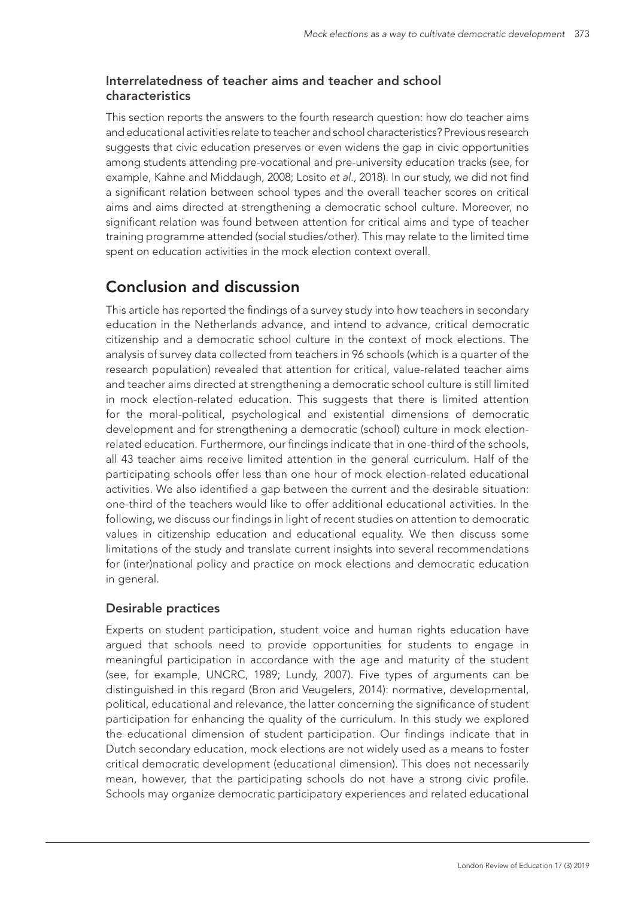### Interrelatedness of teacher aims and teacher and school characteristics

This section reports the answers to the fourth research question: how do teacher aims and educational activities relate to teacher and school characteristics? Previous research suggests that civic education preserves or even widens the gap in civic opportunities among students attending pre-vocational and pre-university education tracks (see, for example, Kahne and Middaugh, 2008; Losito *et al*., 2018). In our study, we did not find a significant relation between school types and the overall teacher scores on critical aims and aims directed at strengthening a democratic school culture. Moreover, no significant relation was found between attention for critical aims and type of teacher training programme attended (social studies/other). This may relate to the limited time spent on education activities in the mock election context overall.

## Conclusion and discussion

This article has reported the findings of a survey study into how teachers in secondary education in the Netherlands advance, and intend to advance, critical democratic citizenship and a democratic school culture in the context of mock elections. The analysis of survey data collected from teachers in 96 schools (which is a quarter of the research population) revealed that attention for critical, value-related teacher aims and teacher aims directed at strengthening a democratic school culture is still limited in mock election-related education. This suggests that there is limited attention for the moral-political, psychological and existential dimensions of democratic development and for strengthening a democratic (school) culture in mock election-related education. Furthermore, our findings indicate that in one-third of the schools, all 43 teacher aims receive limited attention in the general curriculum. Half of the participating schools offer less than one hour of mock election-related educational activities. We also identified a gap between the current and the desirable situation: one-third of the teachers would like to offer additional educational activities. In the following, we discuss our findings in light of recent studies on attention to democratic values in citizenship education and educational equality. We then discuss some limitations of the study and translate current insights into several recommendations for (inter)national policy and practice on mock elections and democratic education in general.

### Desirable practices

Experts on student participation, student voice and human rights education have argued that schools need to provide opportunities for students to engage in meaningful participation in accordance with the age and maturity of the student (see, for example, UNCRC, 1989; Lundy, 2007). Five types of arguments can be distinguished in this regard (Bron and Veugelers, 2014): normative, developmental, political, educational and relevance, the latter concerning the significance of student participation for enhancing the quality of the curriculum. In this study we explored the educational dimension of student participation. Our findings indicate that in Dutch secondary education, mock elections are not widely used as a means to foster critical democratic development (educational dimension). This does not necessarily mean, however, that the participating schools do not have a strong civic profile. Schools may organize democratic participatory experiences and related educational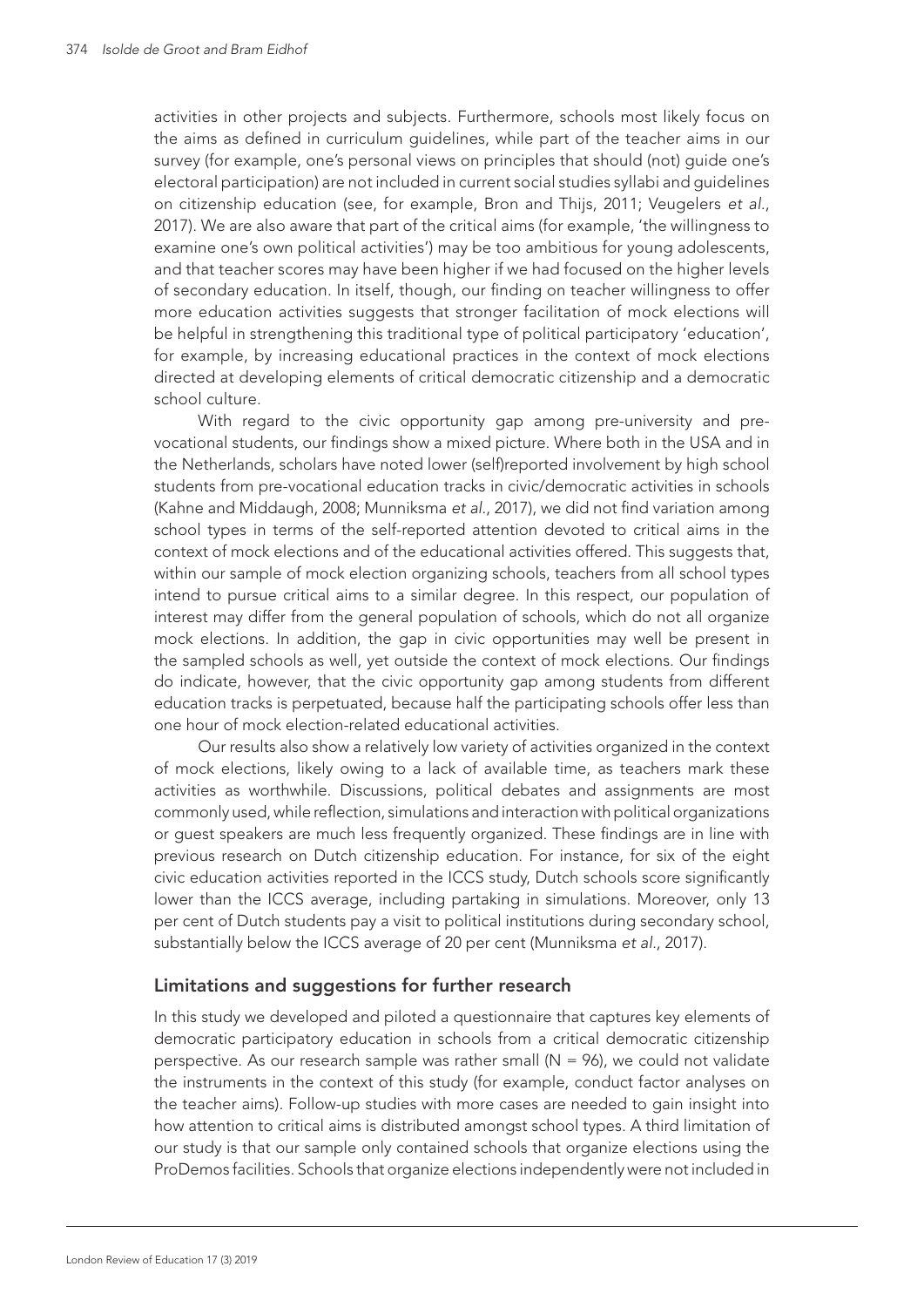activities in other projects and subjects. Furthermore, schools most likely focus on the aims as defined in curriculum guidelines, while part of the teacher aims in our survey (for example, one's personal views on principles that should (not) guide one's electoral participation) are not included in current social studies syllabi and guidelines on citizenship education (see, for example, Bron and Thijs, 2011; Veugelers *et al.*, 2017). We are also aware that part of the critical aims (for example, 'the willingness to examine one's own political activities') may be too ambitious for young adolescents, and that teacher scores may have been higher if we had focused on the higher levels of secondary education. In itself, though, our finding on teacher willingness to offer more education activities suggests that stronger facilitation of mock elections will be helpful in strengthening this traditional type of political participatory 'education', for example, by increasing educational practices in the context of mock elections directed at developing elements of critical democratic citizenship and a democratic school culture.

With regard to the civic opportunity gap among pre-university and pre-vocational students, our findings show a mixed picture. Where both in the USA and in the Netherlands, scholars have noted lower (self)reported involvement by high school students from pre-vocational education tracks in civic/democratic activities in schools (Kahne and Middaugh, 2008; Munniksma *et al.*, 2017), we did not find variation among school types in terms of the self-reported attention devoted to critical aims in the context of mock elections and of the educational activities offered. This suggests that, within our sample of mock election organizing schools, teachers from all school types intend to pursue critical aims to a similar degree. In this respect, our population of interest may differ from the general population of schools, which do not all organize mock elections. In addition, the gap in civic opportunities may well be present in the sampled schools as well, yet outside the context of mock elections. Our findings do indicate, however, that the civic opportunity gap among students from different education tracks is perpetuated, because half the participating schools offer less than one hour of mock election-related educational activities.

Our results also show a relatively low variety of activities organized in the context of mock elections, likely owing to a lack of available time, as teachers mark these activities as worthwhile. Discussions, political debates and assignments are most commonly used, while reflection, simulations and interaction with political organizations or guest speakers are much less frequently organized. These findings are in line with previous research on Dutch citizenship education. For instance, for six of the eight civic education activities reported in the ICCS study, Dutch schools score significantly lower than the ICCS average, including partaking in simulations. Moreover, only 13 per cent of Dutch students pay a visit to political institutions during secondary school, substantially below the ICCS average of 20 per cent (Munniksma *et al.*, 2017).

## Limitations and suggestions for further research

In this study we developed and piloted a questionnaire that captures key elements of democratic participatory education in schools from a critical democratic citizenship perspective. As our research sample was rather small ($N = 96$), we could not validate the instruments in the context of this study (for example, conduct factor analyses on the teacher aims). Follow-up studies with more cases are needed to gain insight into how attention to critical aims is distributed amongst school types. A third limitation of our study is that our sample only contained schools that organize elections using the ProDemos facilities. Schools that organize elections independently were not included in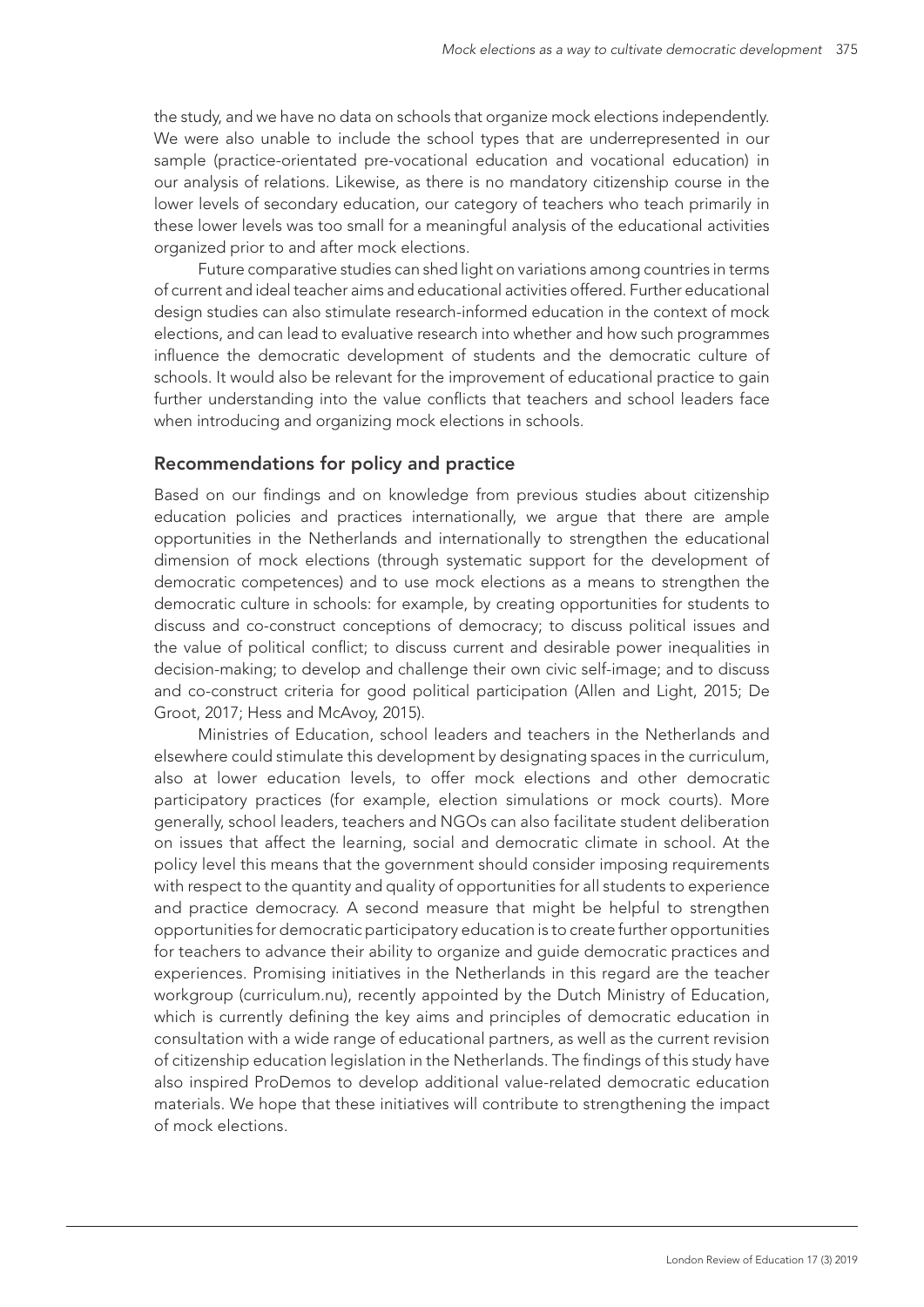the study, and we have no data on schools that organize mock elections independently. We were also unable to include the school types that are underrepresented in our sample (practice-orientated pre-vocational education and vocational education) in our analysis of relations. Likewise, as there is no mandatory citizenship course in the lower levels of secondary education, our category of teachers who teach primarily in these lower levels was too small for a meaningful analysis of the educational activities organized prior to and after mock elections.

Future comparative studies can shed light on variations among countries in terms of current and ideal teacher aims and educational activities offered. Further educational design studies can also stimulate research-informed education in the context of mock elections, and can lead to evaluative research into whether and how such programmes influence the democratic development of students and the democratic culture of schools. It would also be relevant for the improvement of educational practice to gain further understanding into the value conflicts that teachers and school leaders face when introducing and organizing mock elections in schools.

## Recommendations for policy and practice

Based on our findings and on knowledge from previous studies about citizenship education policies and practices internationally, we argue that there are ample opportunities in the Netherlands and internationally to strengthen the educational dimension of mock elections (through systematic support for the development of democratic competences) and to use mock elections as a means to strengthen the democratic culture in schools: for example, by creating opportunities for students to discuss and co-construct conceptions of democracy; to discuss political issues and the value of political conflict; to discuss current and desirable power inequalities in decision-making; to develop and challenge their own civic self-image; and to discuss and co-construct criteria for good political participation (Allen and Light, 2015; De Groot, 2017; Hess and McAvoy, 2015).

Ministries of Education, school leaders and teachers in the Netherlands and elsewhere could stimulate this development by designating spaces in the curriculum, also at lower education levels, to offer mock elections and other democratic participatory practices (for example, election simulations or mock courts). More generally, school leaders, teachers and NGOs can also facilitate student deliberation on issues that affect the learning, social and democratic climate in school. At the policy level this means that the government should consider imposing requirements with respect to the quantity and quality of opportunities for all students to experience and practice democracy. A second measure that might be helpful to strengthen opportunities for democratic participatory education is to create further opportunities for teachers to advance their ability to organize and guide democratic practices and experiences. Promising initiatives in the Netherlands in this regard are the teacher workgroup (curriculum.nu), recently appointed by the Dutch Ministry of Education, which is currently defining the key aims and principles of democratic education in consultation with a wide range of educational partners, as well as the current revision of citizenship education legislation in the Netherlands. The findings of this study have also inspired ProDemos to develop additional value-related democratic education materials. We hope that these initiatives will contribute to strengthening the impact of mock elections.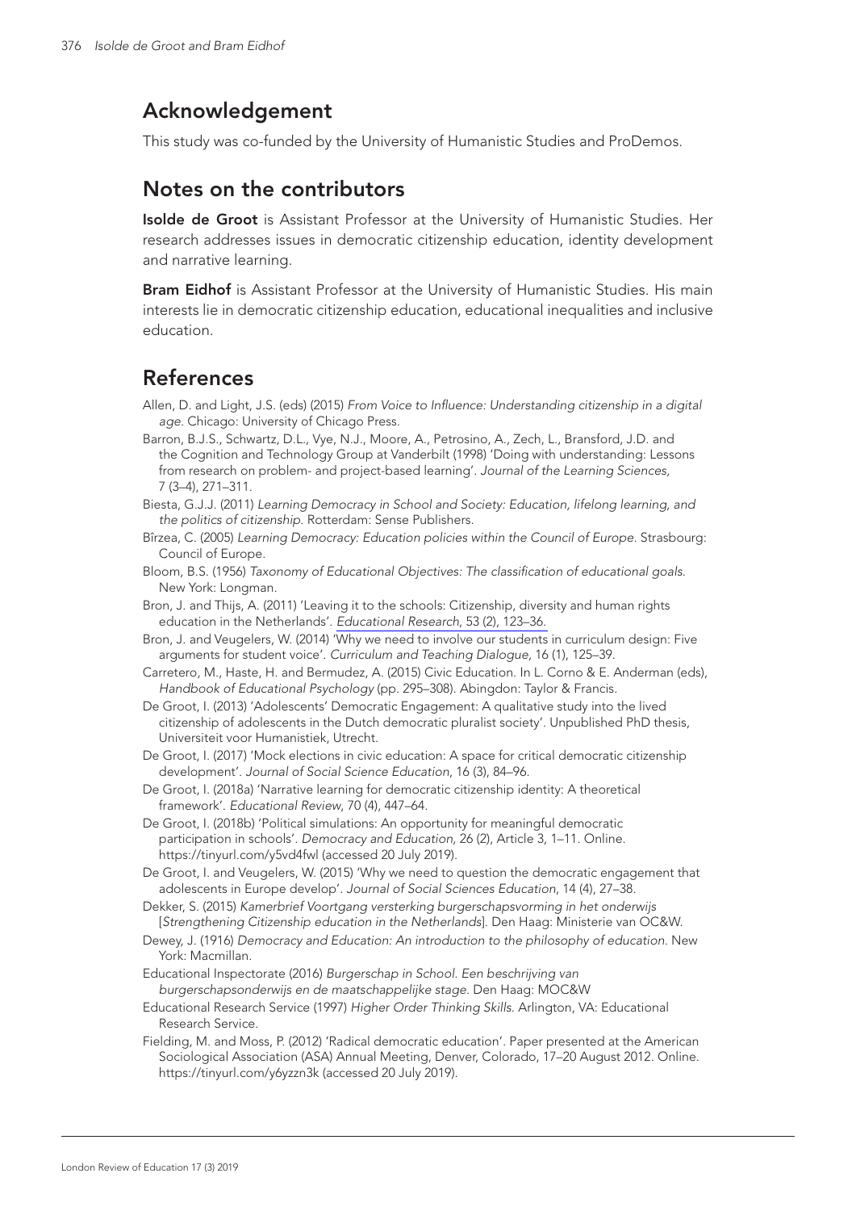## Acknowledgement

This study was co-funded by the University of Humanistic Studies and ProDemos.

## Notes on the contributors

**Isolde de Groot** is Assistant Professor at the University of Humanistic Studies. Her research addresses issues in democratic citizenship education, identity development and narrative learning.

**Bram Eidhof** is Assistant Professor at the University of Humanistic Studies. His main interests lie in democratic citizenship education, educational inequalities and inclusive education.

## References

Allen, D. and Light, J.S. (eds) (2015) *From Voice to Influence: Understanding citizenship in a digital age*. Chicago: University of Chicago Press.

Barron, B.J.S., Schwartz, D.L., Vye, N.J., Moore, A., Petrosino, A., Zech, L., Bransford, J.D. and the Cognition and Technology Group at Vanderbilt (1998) 'Doing with understanding: Lessons from research on problem- and project-based learning'. *Journal of the Learning Sciences*, 7 (3–4), 271–311.

Biesta, G.J.J. (2011) *Learning Democracy in School and Society: Education, lifelong learning, and the politics of citizenship*. Rotterdam: Sense Publishers.

Bîrzea, C. (2005) *Learning Democracy: Education policies within the Council of Europe*. Strasbourg: Council of Europe.

Bloom, B.S. (1956) *Taxonomy of Educational Objectives: The classification of educational goals*. New York: Longman.

Bron, J. and Thijs, A. (2011) 'Leaving it to the schools: Citizenship, diversity and human rights education in the Netherlands'. *Educational Research*, 53 (2), 123–36.

Bron, J. and Veugelers, W. (2014) 'Why we need to involve our students in curriculum design: Five arguments for student voice'. *Curriculum and Teaching Dialogue*, 16 (1), 125–39.

Carretero, M., Haste, H. and Bermudez, A. (2015) Civic Education. In L. Corno & E. Anderman (eds), *Handbook of Educational Psychology* (pp. 295–308). Abingdon: Taylor & Francis.

De Groot, I. (2013) 'Adolescents' Democratic Engagement: A qualitative study into the lived citizenship of adolescents in the Dutch democratic pluralist society'. Unpublished PhD thesis, Universiteit voor Humanistiek, Utrecht.

De Groot, I. (2017) 'Mock elections in civic education: A space for critical democratic citizenship development'. *Journal of Social Science Education*, 16 (3), 84–96.

De Groot, I. (2018a) 'Narrative learning for democratic citizenship identity: A theoretical framework'. *Educational Review*, 70 (4), 447–64.

De Groot, I. (2018b) 'Political simulations: An opportunity for meaningful democratic participation in schools'. *Democracy and Education*, 26 (2), Article 3, 1–11. Online. https://tinyurl.com/y5vd4fwl (accessed 20 July 2019).

De Groot, I. and Veugelers, W. (2015) 'Why we need to question the democratic engagement that adolescents in Europe develop'. *Journal of Social Sciences Education*, 14 (4), 27–38.

Dekker, S. (2015) *Kamerbrief Voortgang versterking burgerschapsvorming in het onderwijs* [*Strengthening Citizenship education in the Netherlands*]. Den Haag: Ministerie van OC&W.

Dewey, J. (1916) *Democracy and Education: An introduction to the philosophy of education*. New York: Macmillan.

Educational Inspectorate (2016) *Burgerschap in School. Een beschrijving van burgerschapsonderwijs en de maatschappelijke stage*. Den Haag: MOC&W

Educational Research Service (1997) *Higher Order Thinking Skills*. Arlington, VA: Educational Research Service.

Fielding, M. and Moss, P. (2012) 'Radical democratic education'. Paper presented at the American Sociological Association (ASA) Annual Meeting, Denver, Colorado, 17–20 August 2012. Online. https://tinyurl.com/y6yzzn3k (accessed 20 July 2019).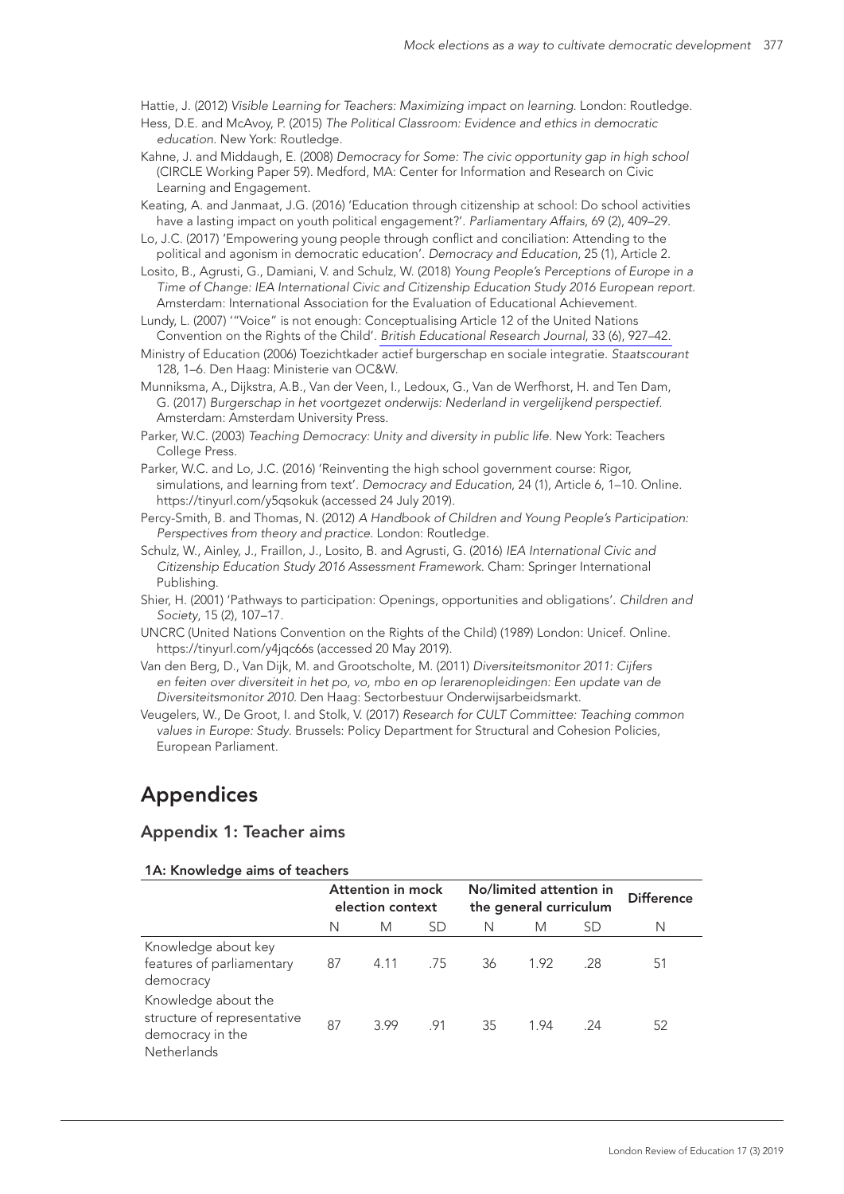Hattie, J. (2012) *Visible Learning for Teachers: Maximizing impact on learning*. London: Routledge.

Hess, D.E. and McAvoy, P. (2015) *The Political Classroom: Evidence and ethics in democratic education*. New York: Routledge.

Kahne, J. and Middaugh, E. (2008) *Democracy for Some: The civic opportunity gap in high school* (CIRCLE Working Paper 59). Medford, MA: Center for Information and Research on Civic Learning and Engagement.

Keating, A. and Janmaat, J.G. (2016) 'Education through citizenship at school: Do school activities have a lasting impact on youth political engagement?'. *Parliamentary Affairs*, 69 (2), 409–29.

Lo, J.C. (2017) 'Empowering young people through conflict and conciliation: Attending to the political and agonism in democratic education'. *Democracy and Education*, 25 (1), Article 2.

Losito, B., Agrusti, G., Damiani, V. and Schulz, W. (2018) *Young People's Perceptions of Europe in a Time of Change: IEA International Civic and Citizenship Education Study 2016 European report*. Amsterdam: International Association for the Evaluation of Educational Achievement.

Lundy, L. (2007) '"Voice" is not enough: Conceptualising Article 12 of the United Nations Convention on the Rights of the Child'. *British Educational Research Journal*, 33 (6), 927–42.

Ministry of Education (2006) Toezichtkader actief burgerschap en sociale integratie. *Staatscourant* 128, 1–6. Den Haag: Ministerie van OC&W.

Munniksma, A., Dijkstra, A.B., Van der Veen, I., Ledoux, G., Van de Werfhorst, H. and Ten Dam, G. (2017) *Burgerschap in het voortgezet onderwijs: Nederland in vergelijkend perspectief*. Amsterdam: Amsterdam University Press.

Parker, W.C. (2003) *Teaching Democracy: Unity and diversity in public life*. New York: Teachers College Press.

Parker, W.C. and Lo, J.C. (2016) 'Reinventing the high school government course: Rigor, simulations, and learning from text'. *Democracy and Education*, 24 (1), Article 6, 1–10. Online. https://tinyurl.com/y5qsokuk (accessed 24 July 2019).

Percy-Smith, B. and Thomas, N. (2012) *A Handbook of Children and Young People's Participation: Perspectives from theory and practice*. London: Routledge.

Schulz, W., Ainley, J., Fraillon, J., Losito, B. and Agrusti, G. (2016) *IEA International Civic and Citizenship Education Study 2016 Assessment Framework*. Cham: Springer International Publishing.

Shier, H. (2001) 'Pathways to participation: Openings, opportunities and obligations'. *Children and Society*, 15 (2), 107–17.

UNCRC (United Nations Convention on the Rights of the Child) (1989) London: Unicef. Online. https://tinyurl.com/y4jqc66s (accessed 20 May 2019).

Van den Berg, D., Van Dijk, M. and Grootscholte, M. (2011) *Diversiteitsmonitor 2011: Cijfers en feiten over diversiteit in het po, vo, mbo en op lerarenopleidingen: Een update van de Diversiteitsmonitor 2010*. Den Haag: Sectorbestuur Onderwijsarbeidsmarkt.

Veugelers, W., De Groot, I. and Stolk, V. (2017) *Research for CULT Committee: Teaching common values in Europe: Study*. Brussels: Policy Department for Structural and Cohesion Policies, European Parliament.

# Appendices

## Appendix 1: Teacher aims

### 1A: Knowledge aims of teachers

| | Attention in mock election context | | | No/limited attention in the general curriculum | | | Difference |
|---|---|---|---|---|---|---|---|
| | N | M | SD | N | M | SD | N |
| Knowledge about key features of parliamentary democracy | 87 | 4.11 | .75 | 36 | 1.92 | .28 | 51 |
| Knowledge about the structure of representative democracy in the Netherlands | 87 | 3.99 | .91 | 35 | 1.94 | .24 | 52 |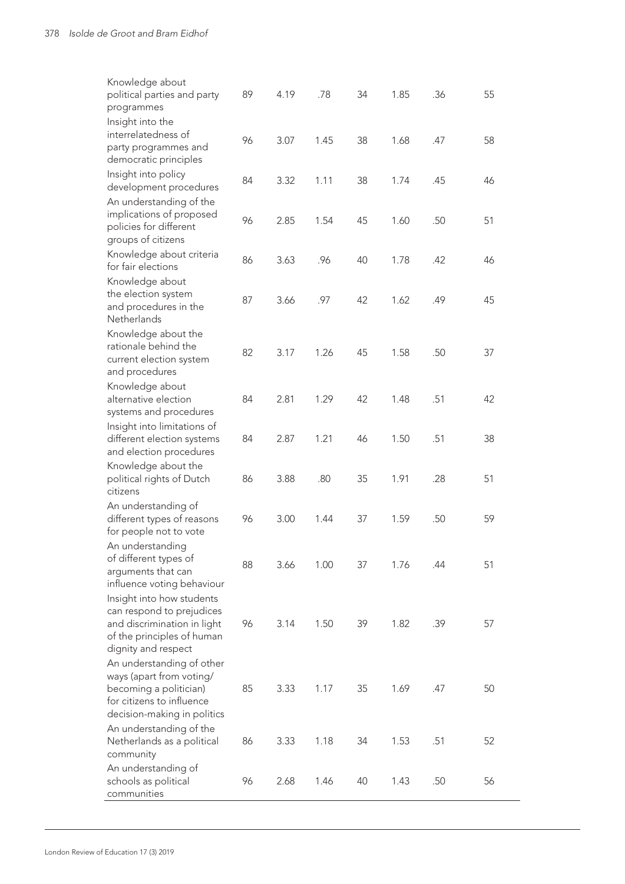| | | | | | | | |
|---|---|---|---|---|---|---|---|
| Knowledge about political parties and party programmes | 89 | 4.19 | .78 | 34 | 1.85 | .36 | 55 |
| Insight into the interrelatedness of party programmes and democratic principles | 96 | 3.07 | 1.45 | 38 | 1.68 | .47 | 58 |
| Insight into policy development procedures | 84 | 3.32 | 1.11 | 38 | 1.74 | .45 | 46 |
| An understanding of the implications of proposed policies for different groups of citizens | 96 | 2.85 | 1.54 | 45 | 1.60 | .50 | 51 |
| Knowledge about criteria for fair elections | 86 | 3.63 | .96 | 40 | 1.78 | .42 | 46 |
| Knowledge about the election system and procedures in the Netherlands | 87 | 3.66 | .97 | 42 | 1.62 | .49 | 45 |
| Knowledge about the rationale behind the current election system and procedures | 82 | 3.17 | 1.26 | 45 | 1.58 | .50 | 37 |
| Knowledge about alternative election systems and procedures | 84 | 2.81 | 1.29 | 42 | 1.48 | .51 | 42 |
| Insight into limitations of different election systems and election procedures | 84 | 2.87 | 1.21 | 46 | 1.50 | .51 | 38 |
| Knowledge about the political rights of Dutch citizens | 86 | 3.88 | .80 | 35 | 1.91 | .28 | 51 |
| An understanding of different types of reasons for people not to vote | 96 | 3.00 | 1.44 | 37 | 1.59 | .50 | 59 |
| An understanding of different types of arguments that can influence voting behaviour | 88 | 3.66 | 1.00 | 37 | 1.76 | .44 | 51 |
| Insight into how students can respond to prejudices and discrimination in light of the principles of human dignity and respect | 96 | 3.14 | 1.50 | 39 | 1.82 | .39 | 57 |
| An understanding of other ways (apart from voting/becoming a politician) for citizens to influence decision-making in politics | 85 | 3.33 | 1.17 | 35 | 1.69 | .47 | 50 |
| An understanding of the Netherlands as a political community | 86 | 3.33 | 1.18 | 34 | 1.53 | .51 | 52 |
| An understanding of schools as political communities | 96 | 2.68 | 1.46 | 40 | 1.43 | .50 | 56 |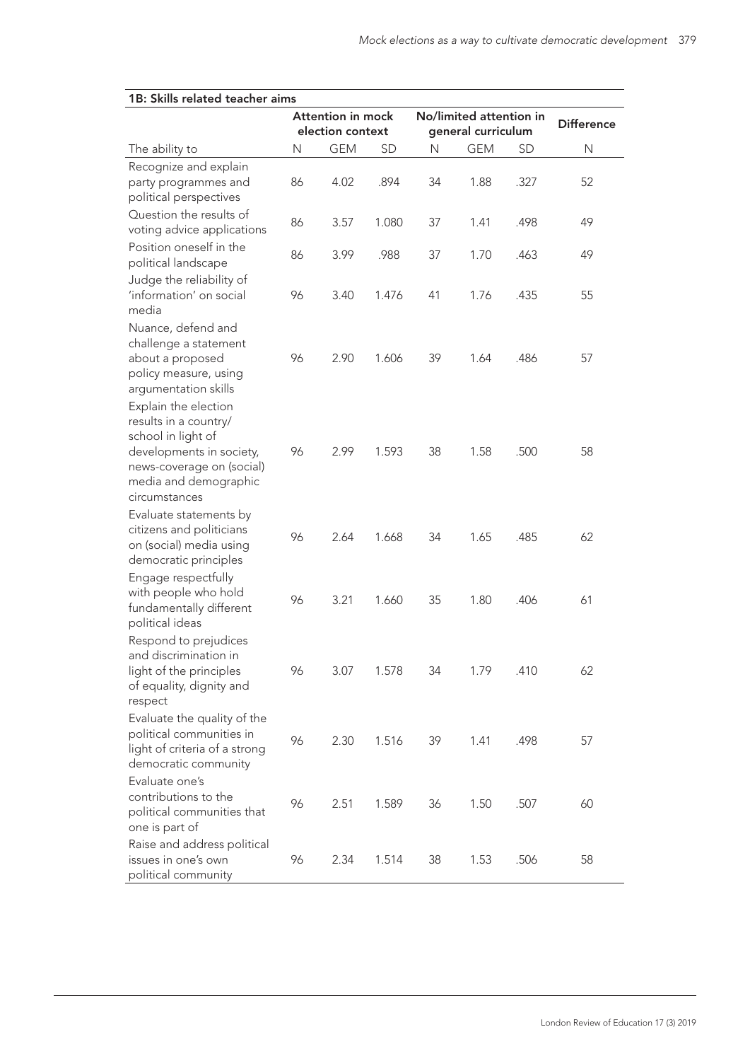**1B: Skills related teacher aims**

| | Attention in mock election context | | | No/limited attention in general curriculum | | | Difference |
|---|---|---|---|---|---|---|---|
| The ability to | N | GEM | SD | N | GEM | SD | N |
| Recognize and explain party programmes and political perspectives | 86 | 4.02 | .894 | 34 | 1.88 | .327 | 52 |
| Question the results of voting advice applications | 86 | 3.57 | 1.080 | 37 | 1.41 | .498 | 49 |
| Position oneself in the political landscape | 86 | 3.99 | .988 | 37 | 1.70 | .463 | 49 |
| Judge the reliability of 'information' on social media | 96 | 3.40 | 1.476 | 41 | 1.76 | .435 | 55 |
| Nuance, defend and challenge a statement about a proposed policy measure, using argumentation skills | 96 | 2.90 | 1.606 | 39 | 1.64 | .486 | 57 |
| Explain the election results in a country/school in light of developments in society, news-coverage on (social) media and demographic circumstances | 96 | 2.99 | 1.593 | 38 | 1.58 | .500 | 58 |
| Evaluate statements by citizens and politicians on (social) media using democratic principles | 96 | 2.64 | 1.668 | 34 | 1.65 | .485 | 62 |
| Engage respectfully with people who hold fundamentally different political ideas | 96 | 3.21 | 1.660 | 35 | 1.80 | .406 | 61 |
| Respond to prejudices and discrimination in light of the principles of equality, dignity and respect | 96 | 3.07 | 1.578 | 34 | 1.79 | .410 | 62 |
| Evaluate the quality of the political communities in light of criteria of a strong democratic community | 96 | 2.30 | 1.516 | 39 | 1.41 | .498 | 57 |
| Evaluate one's contributions to the political communities that one is part of | 96 | 2.51 | 1.589 | 36 | 1.50 | .507 | 60 |
| Raise and address political issues in one's own political community | 96 | 2.34 | 1.514 | 38 | 1.53 | .506 | 58 |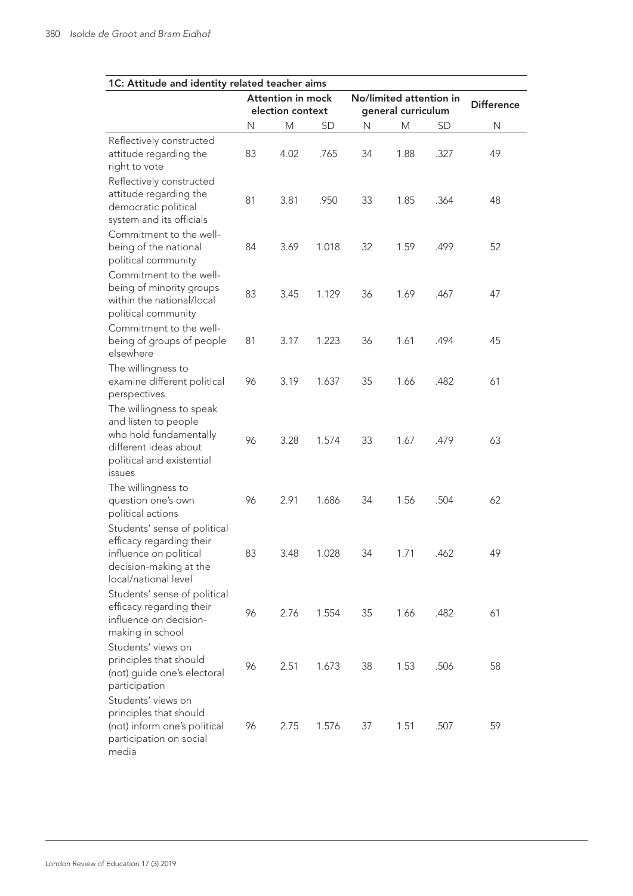| 1C: Attitude and identity related teacher aims | | | | | | | |
|---|---|---|---|---|---|---|---|
| | Attention in mock election context | | | No/limited attention in general curriculum | | | Difference |
| | N | M | SD | N | M | SD | N |
| Reflectively constructed attitude regarding the right to vote | 83 | 4.02 | .765 | 34 | 1.88 | .327 | 49 |
| Reflectively constructed attitude regarding the democratic political system and its officials | 81 | 3.81 | .950 | 33 | 1.85 | .364 | 48 |
| Commitment to the well-being of the national political community | 84 | 3.69 | 1.018 | 32 | 1.59 | .499 | 52 |
| Commitment to the well-being of minority groups within the national/local political community | 83 | 3.45 | 1.129 | 36 | 1.69 | .467 | 47 |
| Commitment to the well-being of groups of people elsewhere | 81 | 3.17 | 1.223 | 36 | 1.61 | .494 | 45 |
| The willingness to examine different political perspectives | 96 | 3.19 | 1.637 | 35 | 1.66 | .482 | 61 |
| The willingness to speak and listen to people who hold fundamentally different ideas about political and existential issues | 96 | 3.28 | 1.574 | 33 | 1.67 | .479 | 63 |
| The willingness to question one's own political actions | 96 | 2.91 | 1.686 | 34 | 1.56 | .504 | 62 |
| Students' sense of political efficacy regarding their influence on political decision-making at the local/national level | 83 | 3.48 | 1.028 | 34 | 1.71 | .462 | 49 |
| Students' sense of political efficacy regarding their influence on decision-making in school | 96 | 2.76 | 1.554 | 35 | 1.66 | .482 | 61 |
| Students' views on principles that should (not) guide one's electoral participation | 96 | 2.51 | 1.673 | 38 | 1.53 | .506 | 58 |
| Students' views on principles that should (not) inform one's political participation on social media | 96 | 2.75 | 1.576 | 37 | 1.51 | .507 | 59 |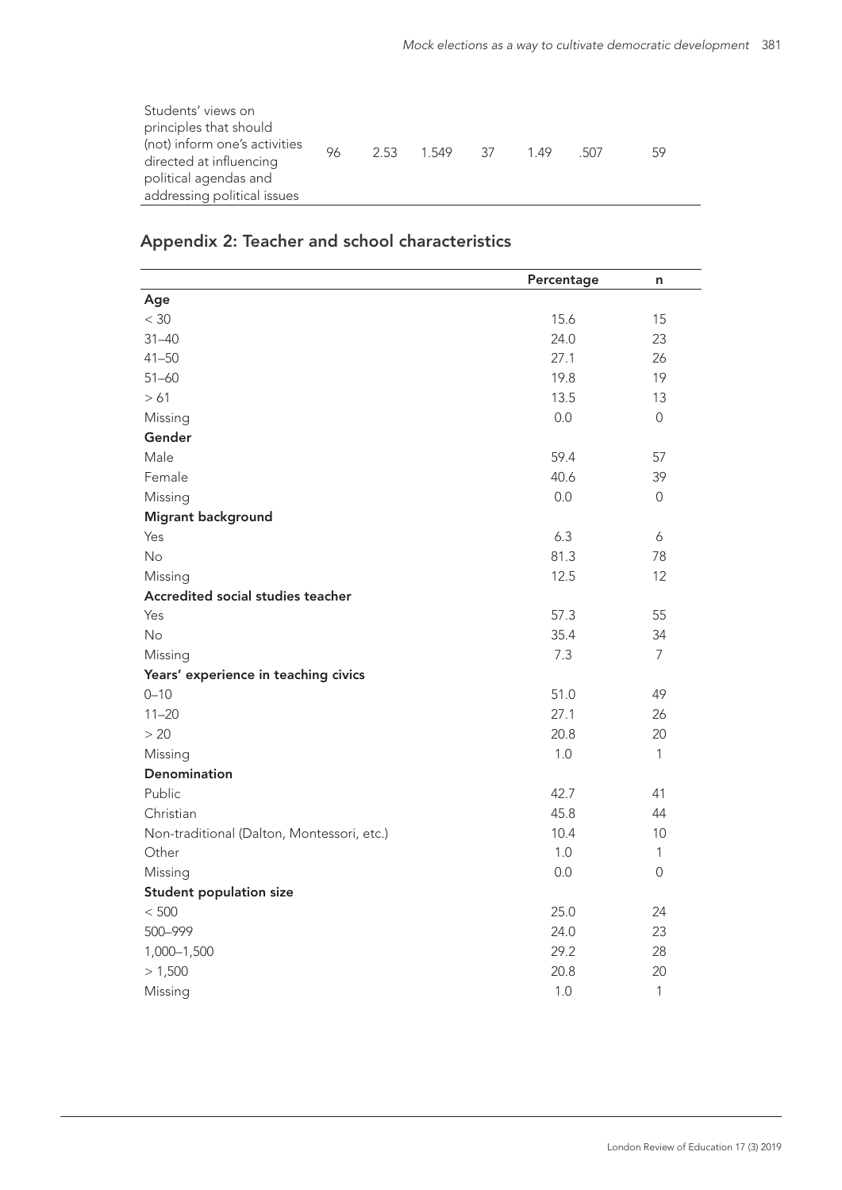| Students' views on principles that should (not) inform one's activities directed at influencing political agendas and addressing political issues | 96 | 2.53 | 1.549 | 37 | 1.49 | .507 | 59 |
|---|---|---|---|---|---|---|---|

## Appendix 2: Teacher and school characteristics

| | Percentage | n |
|---|---|---|
| **Age** | | |
| < 30 | 15.6 | 15 |
| 31–40 | 24.0 | 23 |
| 41–50 | 27.1 | 26 |
| 51–60 | 19.8 | 19 |
| > 61 | 13.5 | 13 |
| Missing | 0.0 | 0 |
| **Gender** | | |
| Male | 59.4 | 57 |
| Female | 40.6 | 39 |
| Missing | 0.0 | 0 |
| **Migrant background** | | |
| Yes | 6.3 | 6 |
| No | 81.3 | 78 |
| Missing | 12.5 | 12 |
| **Accredited social studies teacher** | | |
| Yes | 57.3 | 55 |
| No | 35.4 | 34 |
| Missing | 7.3 | 7 |
| **Years' experience in teaching civics** | | |
| 0–10 | 51.0 | 49 |
| 11–20 | 27.1 | 26 |
| > 20 | 20.8 | 20 |
| Missing | 1.0 | 1 |
| **Denomination** | | |
| Public | 42.7 | 41 |
| Christian | 45.8 | 44 |
| Non-traditional (Dalton, Montessori, etc.) | 10.4 | 10 |
| Other | 1.0 | 1 |
| Missing | 0.0 | 0 |
| **Student population size** | | |
| < 500 | 25.0 | 24 |
| 500–999 | 24.0 | 23 |
| 1,000–1,500 | 29.2 | 28 |
| > 1,500 | 20.8 | 20 |
| Missing | 1.0 | 1 |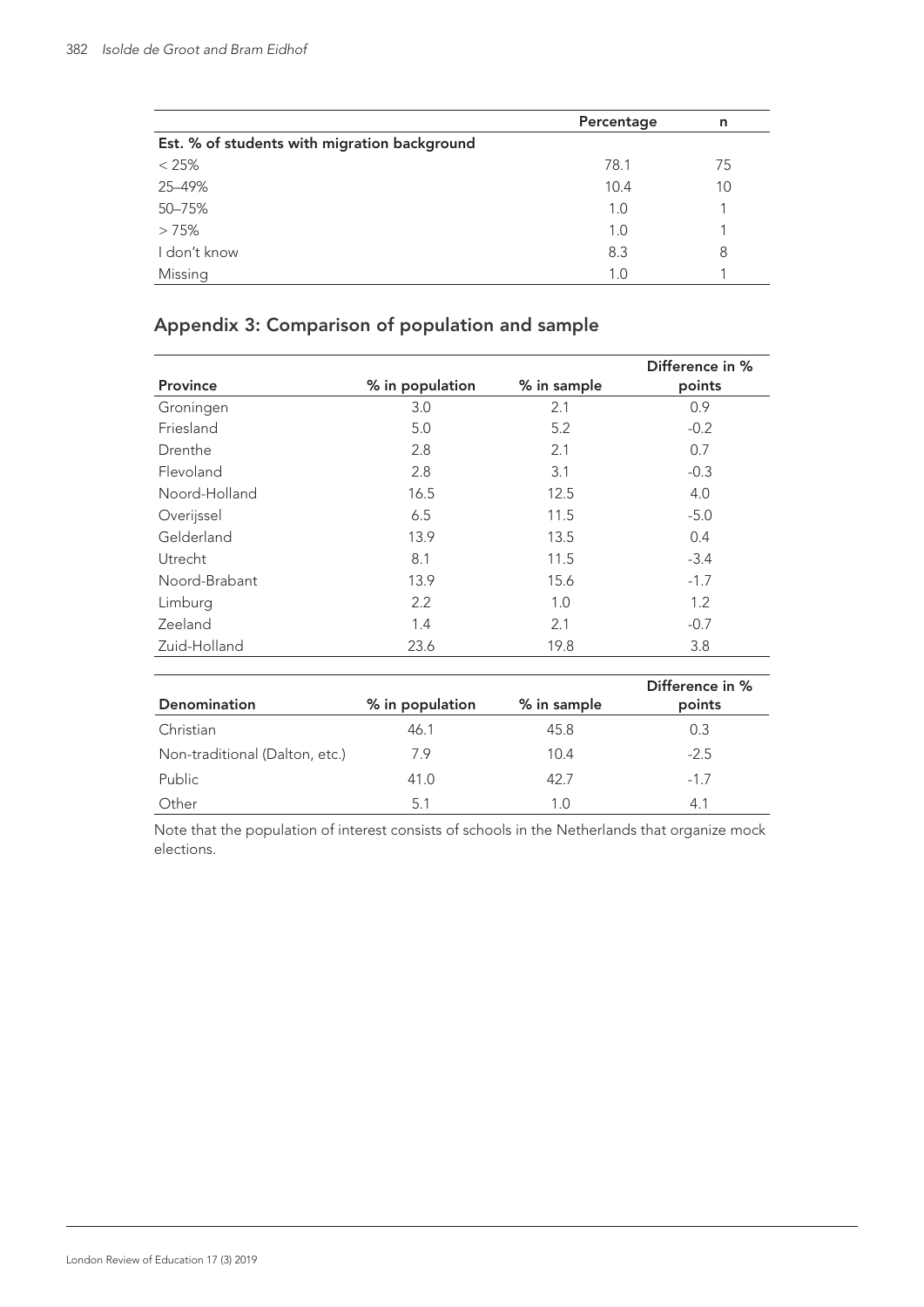| | Percentage | n |
|---|---|---|
| **Est. % of students with migration background** | | |
| < 25% | 78.1 | 75 |
| 25–49% | 10.4 | 10 |
| 50–75% | 1.0 | 1 |
| > 75% | 1.0 | 1 |
| I don't know | 8.3 | 8 |
| Missing | 1.0 | 1 |

## Appendix 3: Comparison of population and sample

| Province | % in population | % in sample | Difference in % points |
|---|---|---|---|
| Groningen | 3.0 | 2.1 | 0.9 |
| Friesland | 5.0 | 5.2 | -0.2 |
| Drenthe | 2.8 | 2.1 | 0.7 |
| Flevoland | 2.8 | 3.1 | -0.3 |
| Noord-Holland | 16.5 | 12.5 | 4.0 |
| Overijssel | 6.5 | 11.5 | -5.0 |
| Gelderland | 13.9 | 13.5 | 0.4 |
| Utrecht | 8.1 | 11.5 | -3.4 |
| Noord-Brabant | 13.9 | 15.6 | -1.7 |
| Limburg | 2.2 | 1.0 | 1.2 |
| Zeeland | 1.4 | 2.1 | -0.7 |
| Zuid-Holland | 23.6 | 19.8 | 3.8 |

| Denomination | % in population | % in sample | Difference in % points |
|---|---|---|---|
| Christian | 46.1 | 45.8 | 0.3 |
| Non-traditional (Dalton, etc.) | 7.9 | 10.4 | -2.5 |
| Public | 41.0 | 42.7 | -1.7 |
| Other | 5.1 | 1.0 | 4.1 |

Note that the population of interest consists of schools in the Netherlands that organize mock elections.